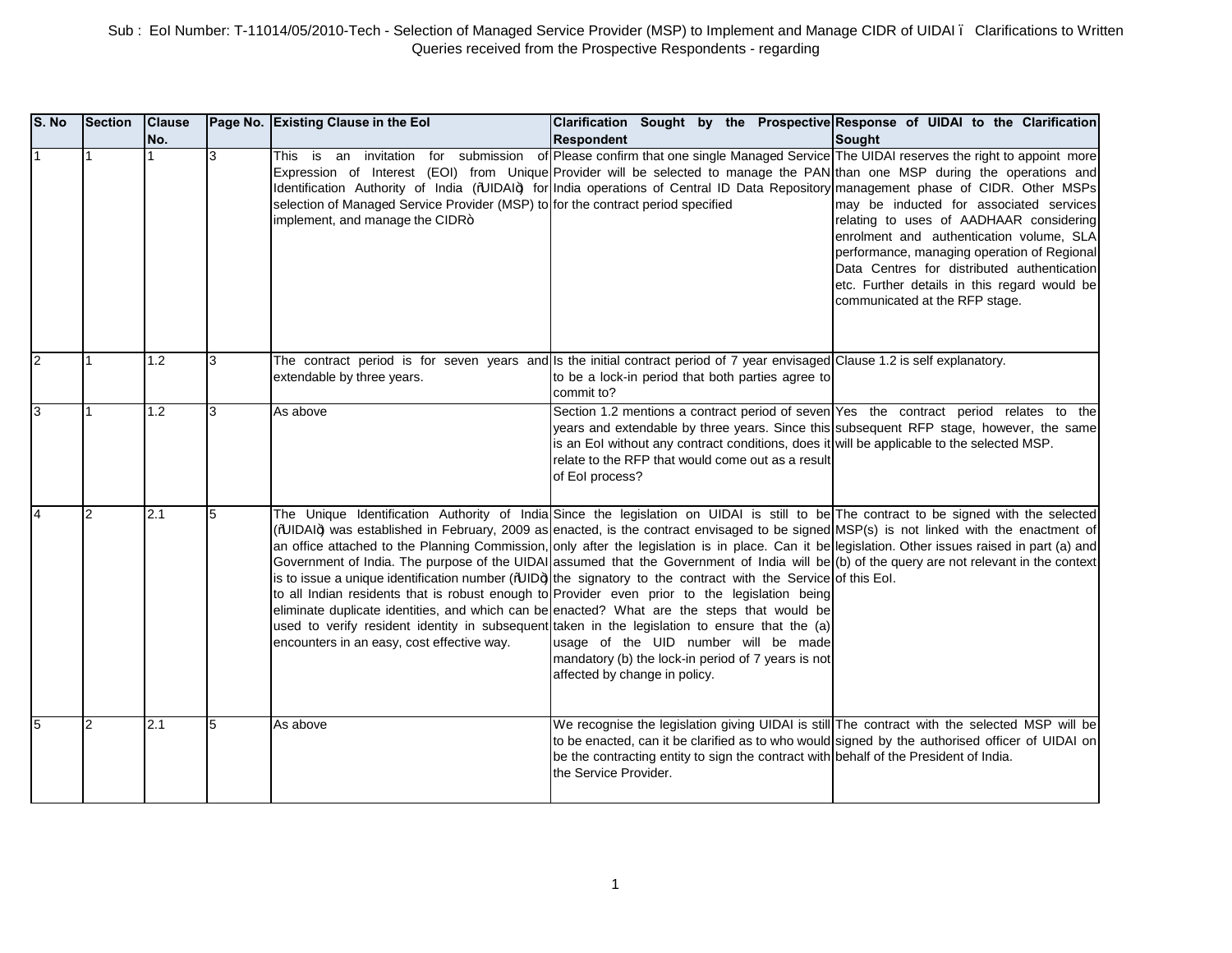Sub : EoI Number: T-11014/05/2010-Tech - Selection of Managed Service Provider (MSP) to Implement and Manage CIDR of UIDAI – Clarifications to Written Queries received from the Prospective Respondents - regarding

| S. No | Section | Clause No. | Page No. | Existing Clause in the EoI | Clarification Sought by the Prospective Respondent | Response of UIDAI to the Clarification Sought |
|---|---|---|---|---|---|---|
| 1 | 1 | 1 | 3 | This is an invitation for submission of Expression of Interest (EOI) from Unique Identification Authority of India ("UIDAI") for selection of Managed Service Provider (MSP) to implement, and manage the CIDR" | Please confirm that one single Managed Service Provider will be selected to manage the PAN India operations of Central ID Data Repository for the contract period specified | The UIDAI reserves the right to appoint more than one MSP during the operations and management phase of CIDR. Other MSPs may be inducted for associated services relating to uses of AADHAAR considering enrolment and authentication volume, SLA performance, managing operation of Regional Data Centres for distributed authentication etc. Further details in this regard would be communicated at the RFP stage. |
| 2 | 1 | 1.2 | 3 | The contract period is for seven years and extendable by three years. | Is the initial contract period of 7 year envisaged to be a lock-in period that both parties agree to commit to? | Clause 1.2 is self explanatory. |
| 3 | 1 | 1.2 | 3 | As above | Section 1.2 mentions a contract period of seven years and extendable by three years. Since this is an EoI without any contract conditions, does it relate to the RFP that would come out as a result of EoI process? | Yes the contract period relates to the subsequent RFP stage, however, the same will be applicable to the selected MSP. |
| 4 | 2 | 2.1 | 5 | The Unique Identification Authority of India ("UIDAI") was established in February, 2009 as an office attached to the Planning Commission, Government of India. The purpose of the UIDAI is to issue a unique identification number ("UID") to all Indian residents that is robust enough to eliminate duplicate identities, and which can be used to verify resident identity in subsequent encounters in an easy, cost effective way. | Since the legislation on UIDAI is still to be enacted, is the contract envisaged to be signed only after the legislation is in place. Can it be assumed that the Government of India will be the signatory to the contract with the Service Provider even prior to the legislation being enacted? What are the steps that would be taken in the legislation to ensure that the (a) usage of the UID number will be made mandatory (b) the lock-in period of 7 years is not affected by change in policy. | The contract to be signed with the selected MSP(s) is not linked with the enactment of legislation. Other issues raised in part (a) and (b) of the query are not relevant in the context of this EoI. |
| 5 | 2 | 2.1 | 5 | As above | We recognise the legislation giving UIDAI is still to be enacted, can it be clarified as to who would be the contracting entity to sign the contract with the Service Provider. | The contract with the selected MSP will be signed by the authorised officer of UIDAI on behalf of the President of India. |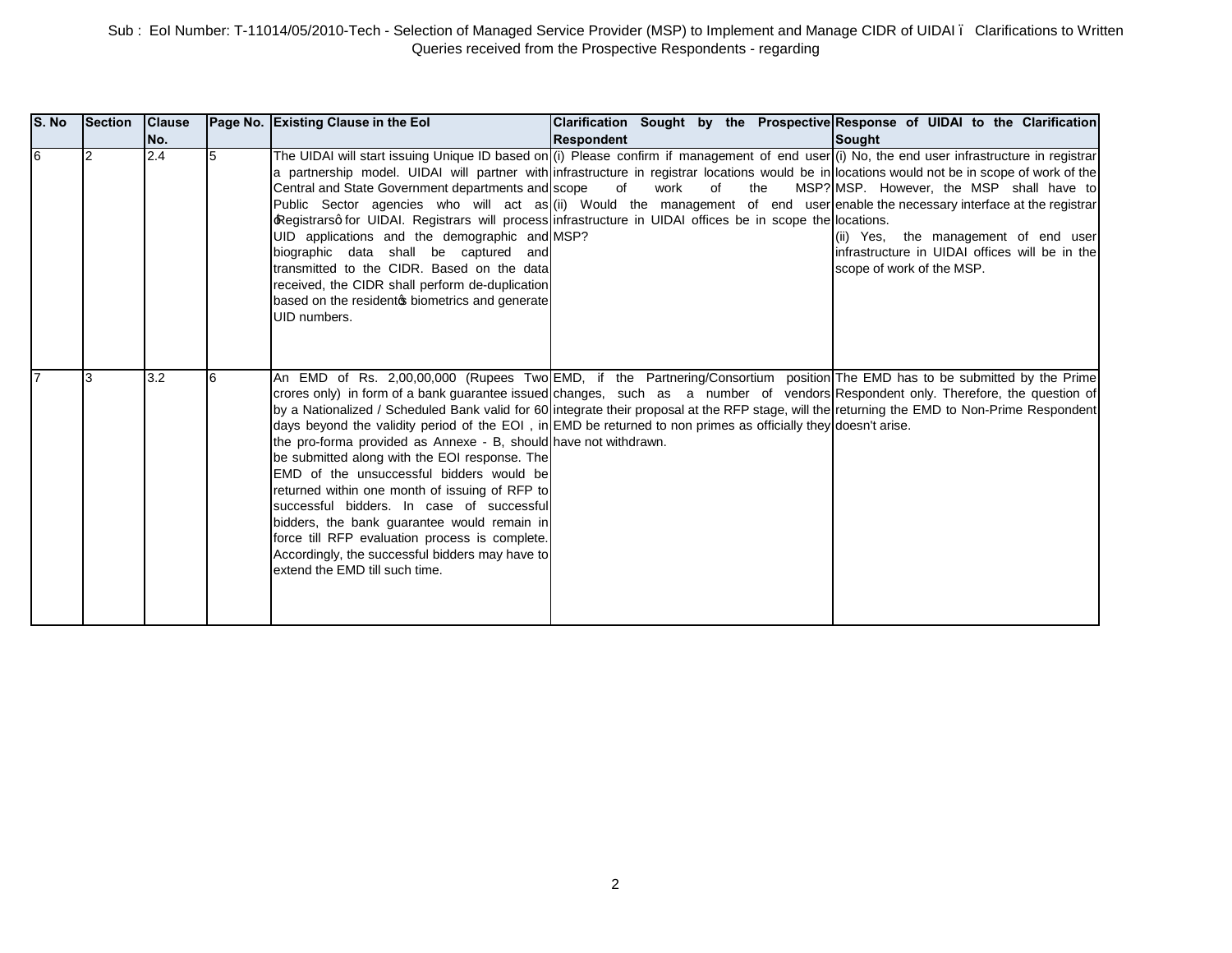Sub : EoI Number: T-11014/05/2010-Tech - Selection of Managed Service Provider (MSP) to Implement and Manage CIDR of UIDAI – Clarifications to Written Queries received from the Prospective Respondents - regarding

| S. No | Section | Clause No. | Page No. | Existing Clause in the EoI | Clarification Sought by the Prospective Respondent | Response of UIDAI to the Clarification Sought |
|---|---|---|---|---|---|---|
| 6 | 2 | 2.4 | 5 | The UIDAI will start issuing Unique ID based on a partnership model. UIDAI will partner with Central and State Government departments and Public Sector agencies who will act as "Registrars" for UIDAI. Registrars will process UID applications and the demographic and biographic data shall be captured and transmitted to the CIDR. Based on the data received, the CIDR shall perform de-duplication based on the resident's biometrics and generate UID numbers. | (i) Please confirm if management of end user infrastructure in registrar locations would be in scope of work of the MSP? (ii) Would the management of end user infrastructure in UIDAI offices be in scope the MSP? | (i) No, the end user infrastructure in registrar locations would not be in scope of work of the MSP. However, the MSP shall have to enable the necessary interface at the registrar locations. (ii) Yes, the management of end user infrastructure in UIDAI offices will be in the scope of work of the MSP. |
| 7 | 3 | 3.2 | 6 | An EMD of Rs. 2,00,00,000 (Rupees Two crores only) in form of a bank guarantee issued by a Nationalized / Scheduled Bank valid for 60 days beyond the validity period of the EOI , in the pro-forma provided as Annexe - B, should be submitted along with the EOI response. The EMD of the unsuccessful bidders would be returned within one month of issuing of RFP to successful bidders. In case of successful bidders, the bank guarantee would remain in force till RFP evaluation process is complete. Accordingly, the successful bidders may have to extend the EMD till such time. | EMD, if the Partnering/Consortium position changes, such as a number of vendors integrate their proposal at the RFP stage, will the EMD be returned to non primes as officially they have not withdrawn. | The EMD has to be submitted by the Prime Respondent only. Therefore, the question of returning the EMD to Non-Prime Respondent doesn't arise. |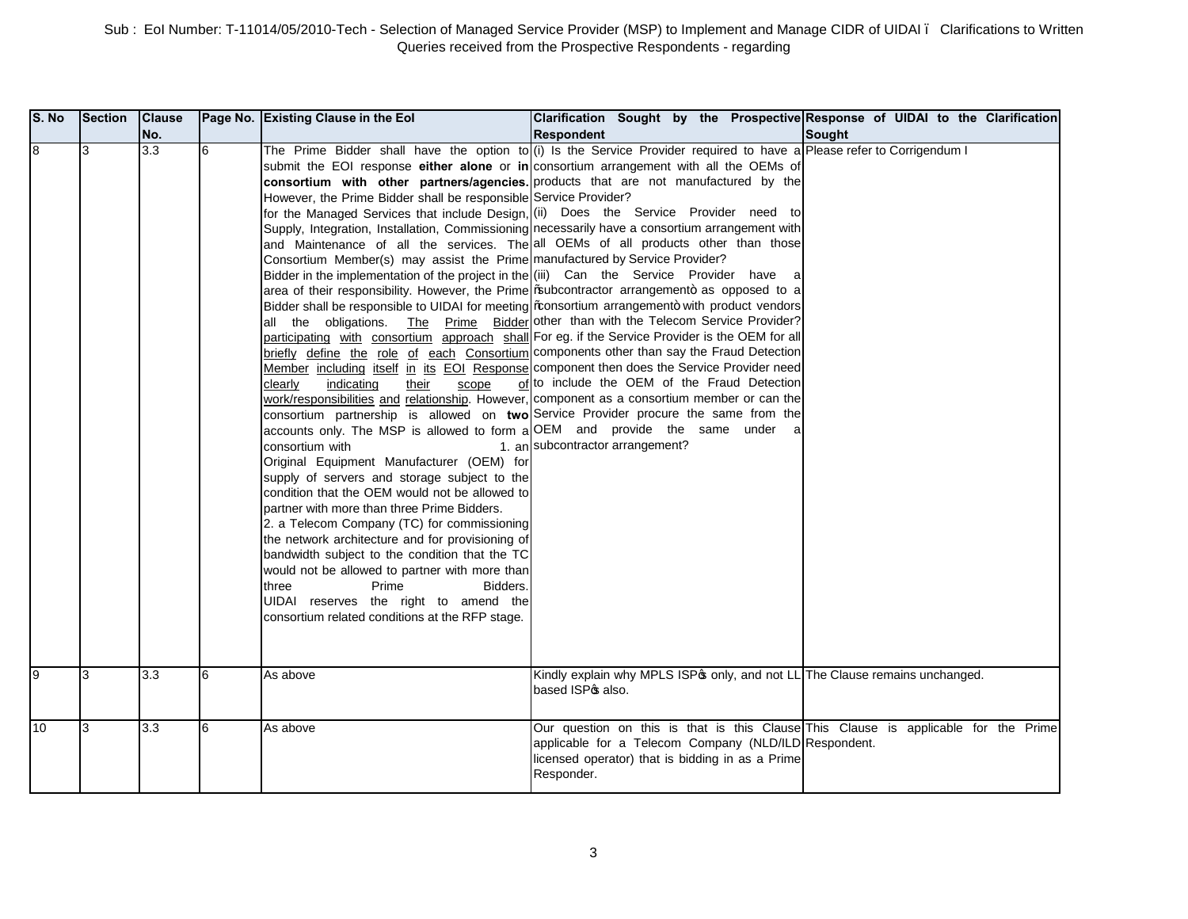Sub : EoI Number: T-11014/05/2010-Tech - Selection of Managed Service Provider (MSP) to Implement and Manage CIDR of UIDAI – Clarifications to Written Queries received from the Prospective Respondents - regarding

| S. No | Section | Clause No. | Page No. | Existing Clause in the EoI | Clarification Sought by the Prospective Respondent | Response of UIDAI to the Clarification Sought |
|---|---|---|---|---|---|---|
| 8 | 3 | 3.3 | 6 | The Prime Bidder shall have the option to submit the EOI response **either alone** or **in consortium with other partners/agencies.** However, the Prime Bidder shall be responsible for the Managed Services that include Design, Supply, Integration, Installation, Commissioning and Maintenance of all the services. The Consortium Member(s) may assist the Prime Bidder in the implementation of the project in the area of their responsibility. However, the Prime Bidder shall be responsible to UIDAI for meeting all the obligations. The Prime Bidder participating with consortium approach shall briefly define the role of each Consortium Member including itself in its EOI Response clearly indicating their scope of work/responsibilities and relationship. However, consortium partnership is allowed on **two** accounts only. The MSP is allowed to form a consortium with 1. an Original Equipment Manufacturer (OEM) for supply of servers and storage subject to the condition that the OEM would not be allowed to partner with more than three Prime Bidders.<br>2. a Telecom Company (TC) for commissioning the network architecture and for provisioning of bandwidth subject to the condition that the TC would not be allowed to partner with more than three Prime Bidders.<br>UIDAI reserves the right to amend the consortium related conditions at the RFP stage. | (i) Is the Service Provider required to have a consortium arrangement with all the OEMs of products that are not manufactured by the Service Provider?<br>(ii) Does the Service Provider need to necessarily have a consortium arrangement with all OEMs of all products other than those manufactured by Service Provider?<br>(iii) Can the Service Provider have a "subcontractor arrangement" as opposed to a "consortium arrangement" with product vendors other than with the Telecom Service Provider? For eg. if the Service Provider is the OEM for all components other than say the Fraud Detection component then does the Service Provider need to include the OEM of the Fraud Detection component as a consortium member or can the Service Provider procure the same from the OEM and provide the same under a subcontractor arrangement? | Please refer to Corrigendum I |
| 9 | 3 | 3.3 | 6 | As above | Kindly explain why MPLS ISP's only, and not LL based ISP's also. | The Clause remains unchanged. |
| 10 | 3 | 3.3 | 6 | As above | Our question on this is that is this Clause applicable for a Telecom Company (NLD/ILD licensed operator) that is bidding in as a Prime Responder. | This Clause is applicable for the Prime Respondent. |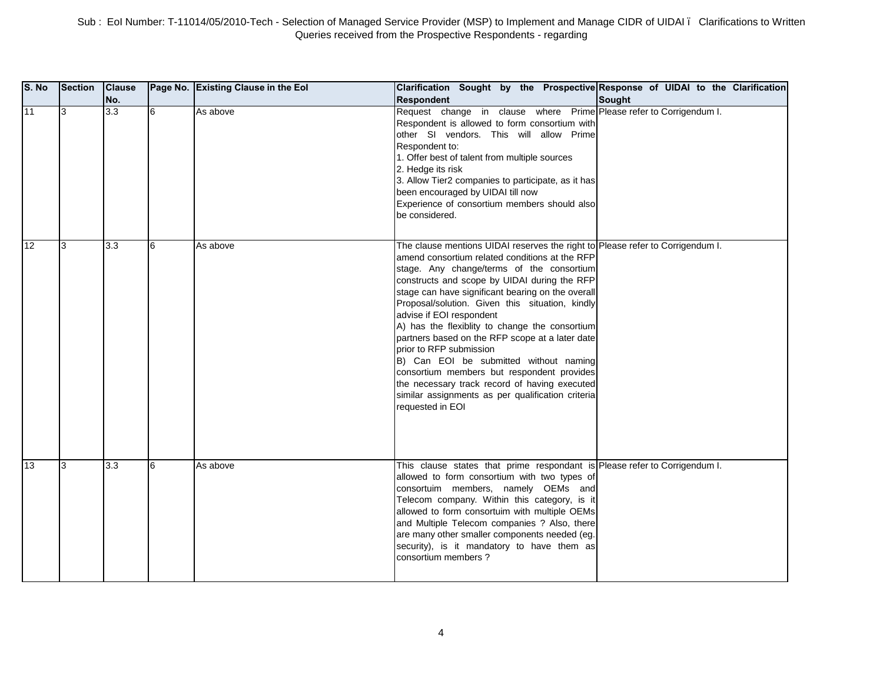Sub : EoI Number: T-11014/05/2010-Tech - Selection of Managed Service Provider (MSP) to Implement and Manage CIDR of UIDAI – Clarifications to Written Queries received from the Prospective Respondents - regarding

| S. No | Section | Clause No. | Page No. | Existing Clause in the EoI | Clarification Sought by the Prospective Respondent | Response of UIDAI to the Clarification Sought |
|---|---|---|---|---|---|---|
| 11 | 3 | 3.3 | 6 | As above | Request change in clause where Prime Respondent is allowed to form consortium with other SI vendors. This will allow Prime Respondent to:<br>1. Offer best of talent from multiple sources<br>2. Hedge its risk<br>3. Allow Tier2 companies to participate, as it has been encouraged by UIDAI till now<br>Experience of consortium members should also be considered. | Please refer to Corrigendum I. |
| 12 | 3 | 3.3 | 6 | As above | The clause mentions UIDAI reserves the right to amend consortium related conditions at the RFP stage. Any change/terms of the consortium constructs and scope by UIDAI during the RFP stage can have significant bearing on the overall Proposal/solution. Given this situation, kindly advise if EOI respondent<br>A) has the flexiblity to change the consortium partners based on the RFP scope at a later date prior to RFP submission<br>B) Can EOI be submitted without naming consortium members but respondent provides the necessary track record of having executed similar assignments as per qualification criteria requested in EOI | Please refer to Corrigendum I. |
| 13 | 3 | 3.3 | 6 | As above | This clause states that prime respondant is allowed to form consortium with two types of consortuim members, namely OEMs and Telecom company. Within this category, is it allowed to form consortuim with multiple OEMs and Multiple Telecom companies ? Also, there are many other smaller components needed (eg. security), is it mandatory to have them as consortium members ? | Please refer to Corrigendum I. |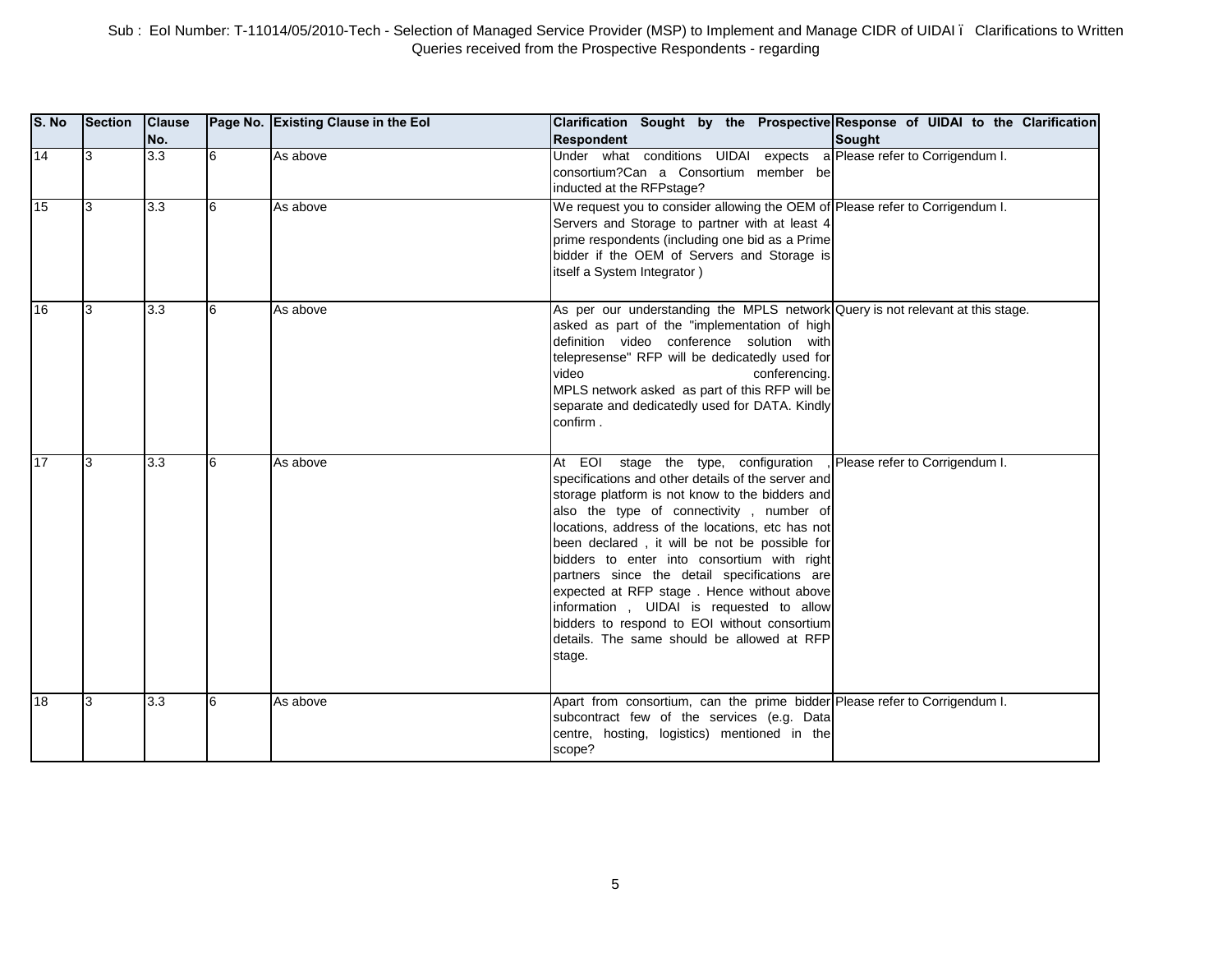Sub : EoI Number: T-11014/05/2010-Tech - Selection of Managed Service Provider (MSP) to Implement and Manage CIDR of UIDAI ï Clarifications to Written Queries received from the Prospective Respondents - regarding

| S. No | Section | Clause No. | Page No. | Existing Clause in the EoI | Clarification Sought by the Prospective Respondent | Response of UIDAI to the Clarification Sought |
|---|---|---|---|---|---|---|
| 14 | 3 | 3.3 | 6 | As above | Under what conditions UIDAI expects a consortium?Can a Consortium member be inducted at the RFPstage? | Please refer to Corrigendum I. |
| 15 | 3 | 3.3 | 6 | As above | We request you to consider allowing the OEM of Servers and Storage to partner with at least 4 prime respondents (including one bid as a Prime bidder if the OEM of Servers and Storage is itself a System Integrator ) | Please refer to Corrigendum I. |
| 16 | 3 | 3.3 | 6 | As above | As per our understanding the MPLS network asked as part of the "implementation of high definition video conference solution with telepresense" RFP will be dedicatedly used for video conferencing. MPLS network asked as part of this RFP will be separate and dedicatedly used for DATA. Kindly confirm . | Query is not relevant at this stage. |
| 17 | 3 | 3.3 | 6 | As above | At EOI stage the type, configuration , specifications and other details of the server and storage platform is not know to the bidders and also the type of connectivity , number of locations, address of the locations, etc has not been declared , it will be not be possible for bidders to enter into consortium with right partners since the detail specifications are expected at RFP stage . Hence without above information , UIDAI is requested to allow bidders to respond to EOI without consortium details. The same should be allowed at RFP stage. | Please refer to Corrigendum I. |
| 18 | 3 | 3.3 | 6 | As above | Apart from consortium, can the prime bidder subcontract few of the services (e.g. Data centre, hosting, logistics) mentioned in the scope? | Please refer to Corrigendum I. |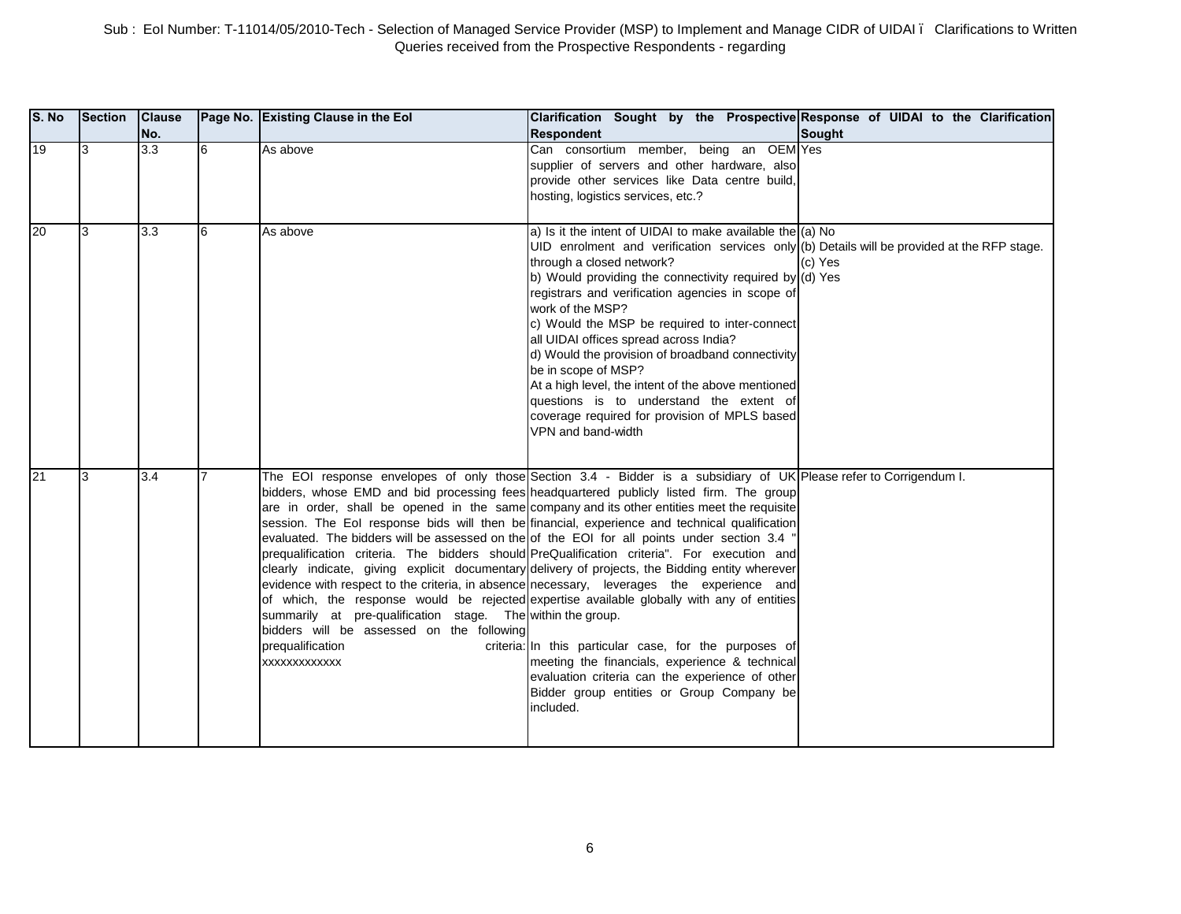Sub : EoI Number: T-11014/05/2010-Tech - Selection of Managed Service Provider (MSP) to Implement and Manage CIDR of UIDAI ï Clarifications to Written Queries received from the Prospective Respondents - regarding

| S. No | Section | Clause No. | Page No. | Existing Clause in the EoI | Clarification Sought by the Prospective Respondent | Response of UIDAI to the Clarification Sought |
|---|---|---|---|---|---|---|
| 19 | 3 | 3.3 | 6 | As above | Can consortium member, being an OEM supplier of servers and other hardware, also provide other services like Data centre build, hosting, logistics services, etc.? | Yes |
| 20 | 3 | 3.3 | 6 | As above | a) Is it the intent of UIDAI to make available the UID enrolment and verification services only through a closed network?<br>b) Would providing the connectivity required by registrars and verification agencies in scope of work of the MSP?<br>c) Would the MSP be required to inter-connect all UIDAI offices spread across India?<br>d) Would the provision of broadband connectivity be in scope of MSP?<br>At a high level, the intent of the above mentioned questions is to understand the extent of coverage required for provision of MPLS based VPN and band-width | (a) No<br>(b) Details will be provided at the RFP stage.<br>(c) Yes<br>(d) Yes |
| 21 | 3 | 3.4 | 7 | The EOI response envelopes of only those bidders, whose EMD and bid processing fees are in order, shall be opened in the same session. The EoI response bids will then be evaluated. The bidders will be assessed on the prequalification criteria. The bidders should clearly indicate, giving explicit documentary evidence with respect to the criteria, in absence of which, the response would be rejected summarily at pre-qualification stage. The bidders will be assessed on the following prequalification criteria: xxxxxxxxxxxxx | Section 3.4 - Bidder is a subsidiary of UK headquartered publicly listed firm. The group company and its other entities meet the requisite financial, experience and technical qualification of the EOI for all points under section 3.4 " PreQualification criteria". For execution and delivery of projects, the Bidding entity wherever necessary, leverages the experience and expertise available globally with any of entities within the group.<br><br>In this particular case, for the purposes of meeting the financials, experience & technical evaluation criteria can the experience of other Bidder group entities or Group Company be included. | Please refer to Corrigendum I. |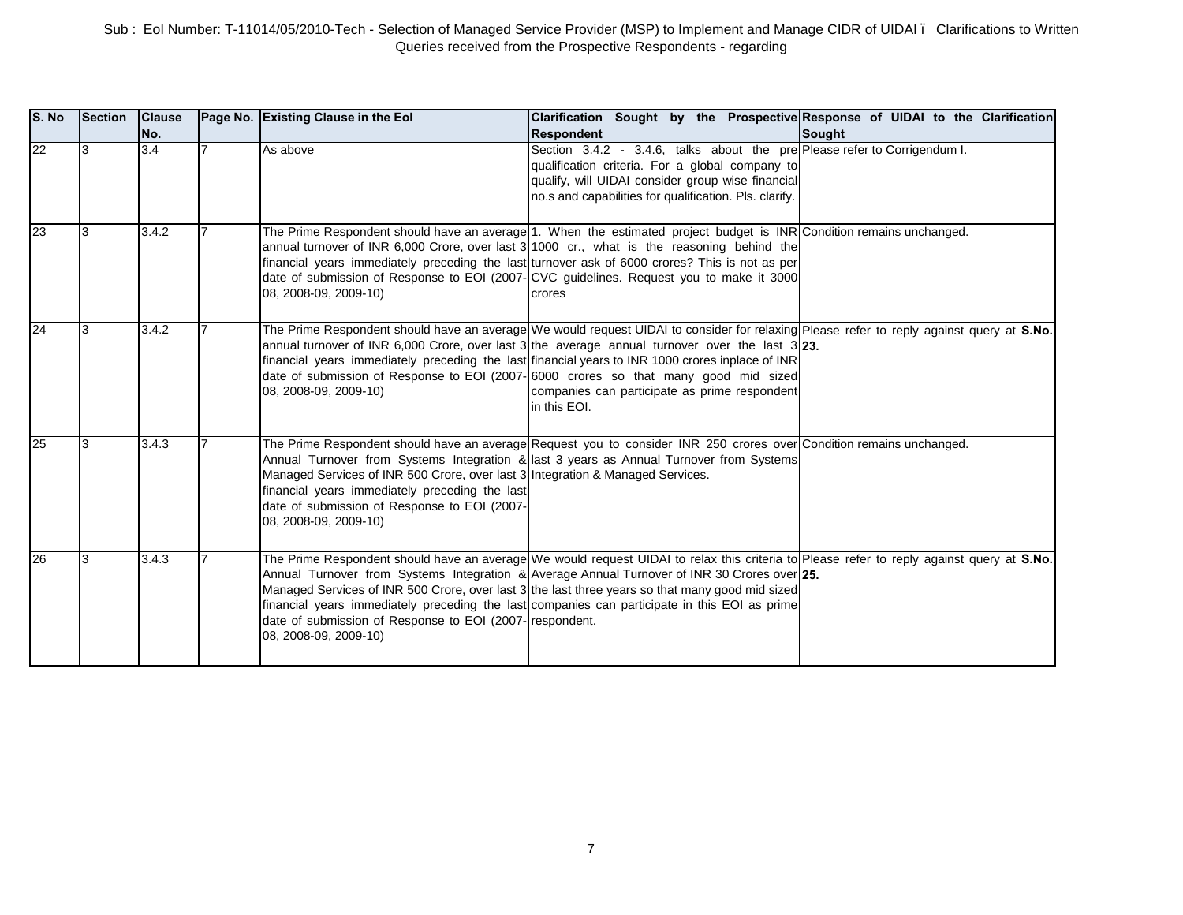Sub : EoI Number: T-11014/05/2010-Tech - Selection of Managed Service Provider (MSP) to Implement and Manage CIDR of UIDAI ï Clarifications to Written Queries received from the Prospective Respondents - regarding

| S. No | Section | Clause No. | Page No. | Existing Clause in the EoI | Clarification Sought by the Prospective Respondent | Response of UIDAI to the Clarification Sought |
|---|---|---|---|---|---|---|
| 22 | 3 | 3.4 | 7 | As above | Section 3.4.2 - 3.4.6, talks about the pre qualification criteria. For a global company to qualify, will UIDAI consider group wise financial no.s and capabilities for qualification. Pls. clarify. | Please refer to Corrigendum I. |
| 23 | 3 | 3.4.2 | 7 | The Prime Respondent should have an average annual turnover of INR 6,000 Crore, over last 3 financial years immediately preceding the last date of submission of Response to EOI (2007-08, 2008-09, 2009-10) | 1. When the estimated project budget is INR 1000 cr., what is the reasoning behind the turnover ask of 6000 crores? This is not as per CVC guidelines. Request you to make it 3000 crores | Condition remains unchanged. |
| 24 | 3 | 3.4.2 | 7 | The Prime Respondent should have an average annual turnover of INR 6,000 Crore, over last 3 financial years immediately preceding the last date of submission of Response to EOI (2007-08, 2008-09, 2009-10) | We would request UIDAI to consider for relaxing the average annual turnover over the last 3 financial years to INR 1000 crores inplace of INR 6000 crores so that many good mid sized companies can participate as prime respondent in this EOI. | Please refer to reply against query at **S.No. 23.** |
| 25 | 3 | 3.4.3 | 7 | The Prime Respondent should have an average Annual Turnover from Systems Integration & Managed Services of INR 500 Crore, over last 3 financial years immediately preceding the last date of submission of Response to EOI (2007-08, 2008-09, 2009-10) | Request you to consider INR 250 crores over last 3 years as Annual Turnover from Systems Integration & Managed Services. | Condition remains unchanged. |
| 26 | 3 | 3.4.3 | 7 | The Prime Respondent should have an average Annual Turnover from Systems Integration & Managed Services of INR 500 Crore, over last 3 financial years immediately preceding the last date of submission of Response to EOI (2007-08, 2008-09, 2009-10) | We would request UIDAI to relax this criteria to Average Annual Turnover of INR 30 Crores over the last three years so that many good mid sized companies can participate in this EOI as prime respondent. | Please refer to reply against query at **S.No. 25.** |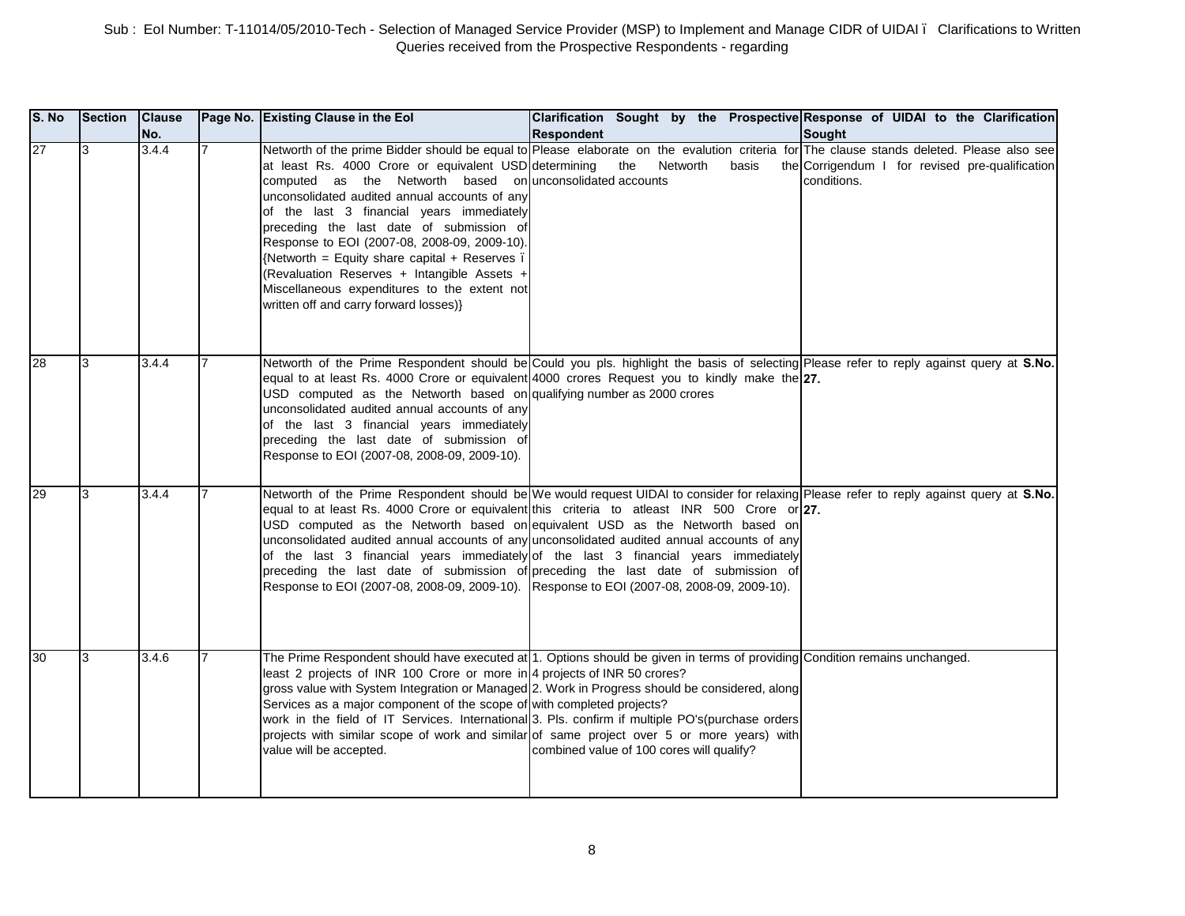Sub : EoI Number: T-11014/05/2010-Tech - Selection of Managed Service Provider (MSP) to Implement and Manage CIDR of UIDAI ï Clarifications to Written Queries received from the Prospective Respondents - regarding

| S. No | Section | Clause No. | Page No. | Existing Clause in the EoI | Clarification Sought by the Prospective Respondent | Response of UIDAI to the Clarification Sought |
|---|---|---|---|---|---|---|
| 27 | 3 | 3.4.4 | 7 | Networth of the prime Bidder should be equal to at least Rs. 4000 Crore or equivalent USD computed as the Networth based on unconsolidated audited annual accounts of any of the last 3 financial years immediately preceding the last date of submission of Response to EOI (2007-08, 2008-09, 2009-10). {Networth = Equity share capital + Reserves ï (Revaluation Reserves + Intangible Assets + Miscellaneous expenditures to the extent not written off and carry forward losses)} | Please elaborate on the evalution criteria for determining the Networth basis the unconsolidated accounts | The clause stands deleted. Please also see Corrigendum I for revised pre-qualification conditions. |
| 28 | 3 | 3.4.4 | 7 | Networth of the Prime Respondent should be equal to at least Rs. 4000 Crore or equivalent USD computed as the Networth based on unconsolidated audited annual accounts of any of the last 3 financial years immediately preceding the last date of submission of Response to EOI (2007-08, 2008-09, 2009-10). | Could you pls. highlight the basis of selecting 4000 crores Request you to kindly make the qualifying number as 2000 crores | Please refer to reply against query at **S.No. 27.** |
| 29 | 3 | 3.4.4 | 7 | Networth of the Prime Respondent should be equal to at least Rs. 4000 Crore or equivalent USD computed as the Networth based on unconsolidated audited annual accounts of any of the last 3 financial years immediately preceding the last date of submission of Response to EOI (2007-08, 2008-09, 2009-10). | We would request UIDAI to consider for relaxing this criteria to atleast INR 500 Crore or equivalent USD as the Networth based on unconsolidated audited annual accounts of any of the last 3 financial years immediately preceding the last date of submission of Response to EOI (2007-08, 2008-09, 2009-10). | Please refer to reply against query at **S.No. 27.** |
| 30 | 3 | 3.4.6 | 7 | The Prime Respondent should have executed at least 2 projects of INR 100 Crore or more in gross value with System Integration or Managed Services as a major component of the scope of work in the field of IT Services. International projects with similar scope of work and similar value will be accepted. | 1. Options should be given in terms of providing 4 projects of INR 50 crores?<br>2. Work in Progress should be considered, along with completed projects?<br>3. Pls. confirm if multiple PO's(purchase orders of same project over 5 or more years) with combined value of 100 cores will qualify? | Condition remains unchanged. |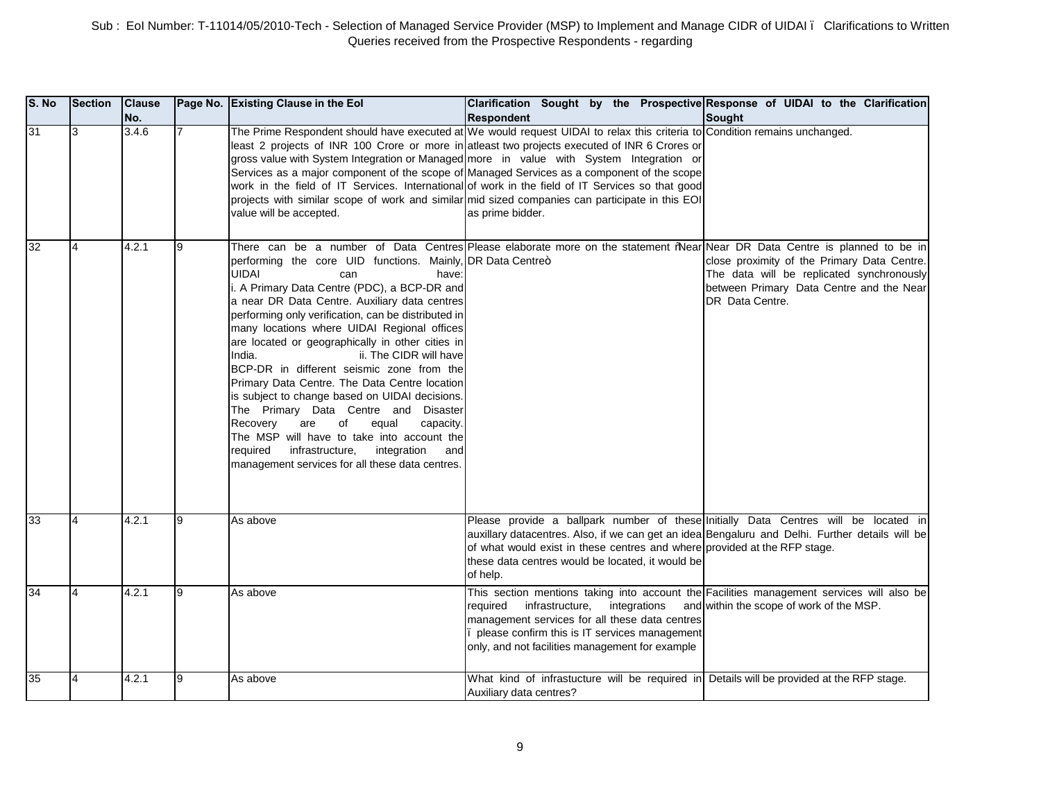Sub : EoI Number: T-11014/05/2010-Tech - Selection of Managed Service Provider (MSP) to Implement and Manage CIDR of UIDAI – Clarifications to Written Queries received from the Prospective Respondents - regarding

| S. No | Section | Clause No. | Page No. | Existing Clause in the EoI | Clarification Sought by the Prospective Respondent | Response of UIDAI to the Clarification Sought |
|---|---|---|---|---|---|---|
| 31 | 3 | 3.4.6 | 7 | The Prime Respondent should have executed at least 2 projects of INR 100 Crore or more in gross value with System Integration or Managed Services as a major component of the scope of work in the field of IT Services. International projects with similar scope of work and similar value will be accepted. | We would request UIDAI to relax this criteria to atleast two projects executed of INR 6 Crores or more in value with System Integration or Managed Services as a component of the scope of work in the field of IT Services so that good mid sized companies can participate in this EOI as prime bidder. | Condition remains unchanged. |
| 32 | 4 | 4.2.1 | 9 | There can be a number of Data Centres performing the core UID functions. Mainly, UIDAI can have: i. A Primary Data Centre (PDC), a BCP-DR and a near DR Data Centre. Auxiliary data centres performing only verification, can be distributed in many locations where UIDAI Regional offices are located or geographically in other cities in India. ii. The CIDR will have BCP-DR in different seismic zone from the Primary Data Centre. The Data Centre location is subject to change based on UIDAI decisions. The Primary Data Centre and Disaster Recovery are of equal capacity. The MSP will have to take into account the required infrastructure, integration and management services for all these data centres. | Please elaborate more on the statement "Near DR Data Centre" | Near DR Data Centre is planned to be in close proximity of the Primary Data Centre. The data will be replicated synchronously between Primary Data Centre and the Near DR Data Centre. |
| 33 | 4 | 4.2.1 | 9 | As above | Please provide a ballpark number of these auxillary datacentres. Also, if we can get an idea of what would exist in these centres and where these data centres would be located, it would be of help. | Initially Data Centres will be located in Bengaluru and Delhi. Further details will be provided at the RFP stage. |
| 34 | 4 | 4.2.1 | 9 | As above | This section mentions taking into account the required infrastructure, integrations and management services for all these data centres – please confirm this is IT services management only, and not facilities management for example | Facilities management services will also be within the scope of work of the MSP. |
| 35 | 4 | 4.2.1 | 9 | As above | What kind of infrastucture will be required in Auxiliary data centres? | Details will be provided at the RFP stage. |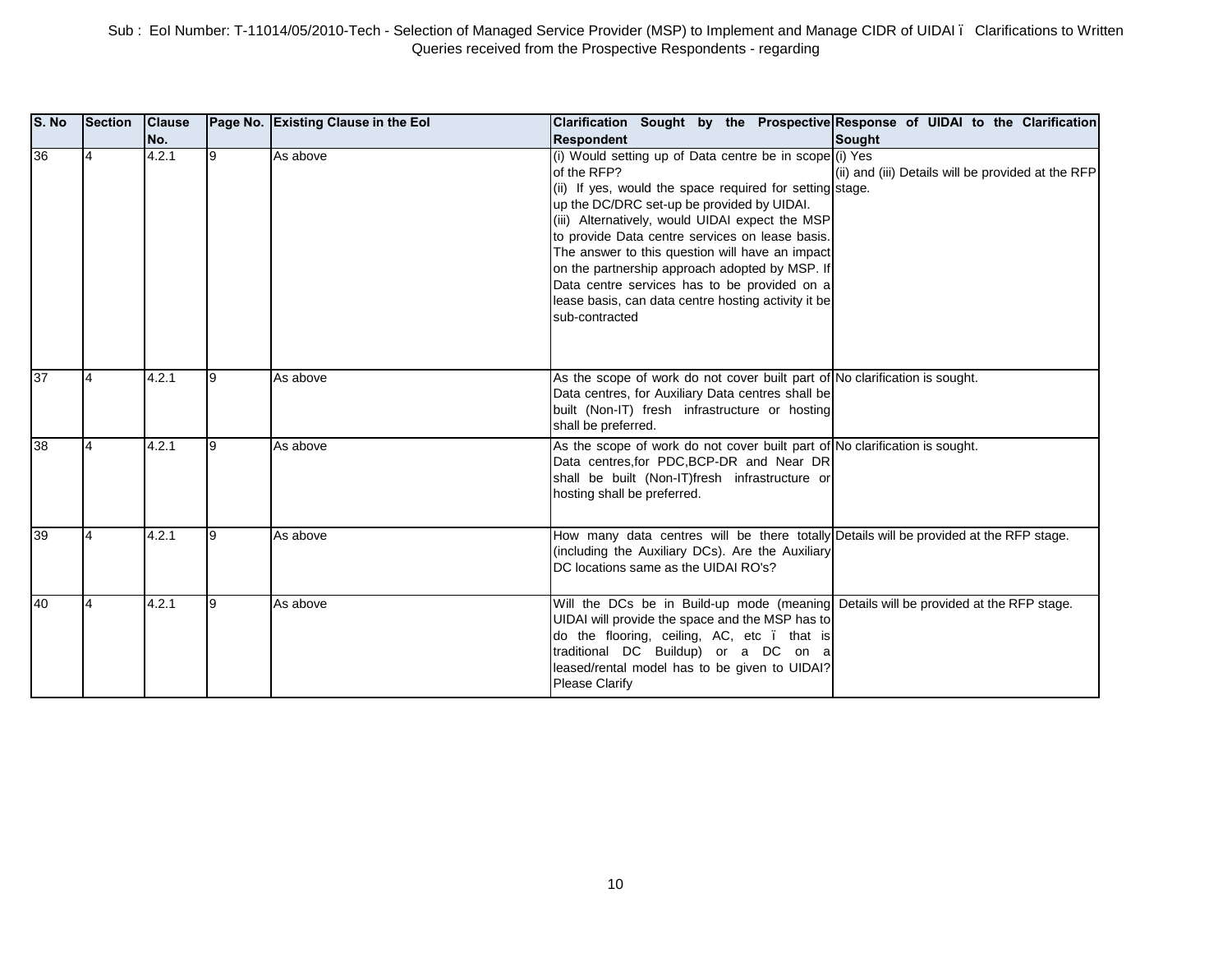Sub : EoI Number: T-11014/05/2010-Tech - Selection of Managed Service Provider (MSP) to Implement and Manage CIDR of UIDAI ï Clarifications to Written Queries received from the Prospective Respondents - regarding

| S. No | Section | Clause No. | Page No. | Existing Clause in the EoI | Clarification Sought by the Prospective Respondent | Response of UIDAI to the Clarification Sought |
|---|---|---|---|---|---|---|
| 36 | 4 | 4.2.1 | 9 | As above | (i) Would setting up of Data centre be in scope of the RFP?<br>(ii) If yes, would the space required for setting up the DC/DRC set-up be provided by UIDAI.<br>(iii) Alternatively, would UIDAI expect the MSP to provide Data centre services on lease basis. The answer to this question will have an impact on the partnership approach adopted by MSP. If Data centre services has to be provided on a lease basis, can data centre hosting activity it be sub-contracted | (i) Yes<br>(ii) and (iii) Details will be provided at the RFP stage. |
| 37 | 4 | 4.2.1 | 9 | As above | As the scope of work do not cover built part of Data centres, for Auxiliary Data centres shall be built (Non-IT) fresh infrastructure or hosting shall be preferred. | No clarification is sought. |
| 38 | 4 | 4.2.1 | 9 | As above | As the scope of work do not cover built part of Data centres,for PDC,BCP-DR and Near DR shall be built (Non-IT)fresh infrastructure or hosting shall be preferred. | No clarification is sought. |
| 39 | 4 | 4.2.1 | 9 | As above | How many data centres will be there totally (including the Auxiliary DCs). Are the Auxiliary DC locations same as the UIDAI RO's? | Details will be provided at the RFP stage. |
| 40 | 4 | 4.2.1 | 9 | As above | Will the DCs be in Build-up mode (meaning UIDAI will provide the space and the MSP has to do the flooring, ceiling, AC, etc ï that is traditional DC Buildup) or a DC on a leased/rental model has to be given to UIDAI? Please Clarify | Details will be provided at the RFP stage. |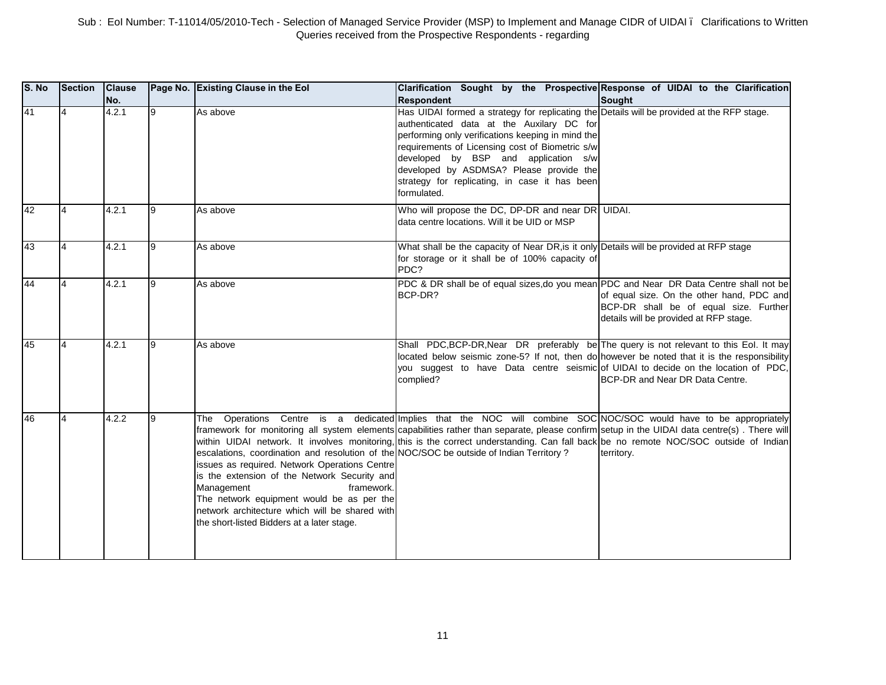Sub : EoI Number: T-11014/05/2010-Tech - Selection of Managed Service Provider (MSP) to Implement and Manage CIDR of UIDAI ï Clarifications to Written Queries received from the Prospective Respondents - regarding

| S. No | Section | Clause No. | Page No. | Existing Clause in the EoI | Clarification Sought by the Prospective Respondent | Response of UIDAI to the Clarification Sought |
|---|---|---|---|---|---|---|
| 41 | 4 | 4.2.1 | 9 | As above | Has UIDAI formed a strategy for replicating the authenticated data at the Auxilary DC for performing only verifications keeping in mind the requirements of Licensing cost of Biometric s/w developed by BSP and application s/w developed by ASDMSA? Please provide the strategy for replicating, in case it has been formulated. | Details will be provided at the RFP stage. |
| 42 | 4 | 4.2.1 | 9 | As above | Who will propose the DC, DP-DR and near DR data centre locations. Will it be UID or MSP | UIDAI. |
| 43 | 4 | 4.2.1 | 9 | As above | What shall be the capacity of Near DR,is it only for storage or it shall be of 100% capacity of PDC? | Details will be provided at RFP stage |
| 44 | 4 | 4.2.1 | 9 | As above | PDC & DR shall be of equal sizes,do you mean BCP-DR? | PDC and Near DR Data Centre shall not be of equal size. On the other hand, PDC and BCP-DR shall be of equal size. Further details will be provided at RFP stage. |
| 45 | 4 | 4.2.1 | 9 | As above | Shall PDC,BCP-DR,Near DR preferably be located below seismic zone-5? If not, then do you suggest to have Data centre seismic complied? | The query is not relevant to this EoI. It may however be noted that it is the responsibility of UIDAI to decide on the location of PDC, BCP-DR and Near DR Data Centre. |
| 46 | 4 | 4.2.2 | 9 | The Operations Centre is a dedicated framework for monitoring all system elements within UIDAI network. It involves monitoring, escalations, coordination and resolution of the issues as required. Network Operations Centre is the extension of the Network Security and Management framework. The network equipment would be as per the network architecture which will be shared with the short-listed Bidders at a later stage. | Implies that the NOC will combine SOC capabilities rather than separate, please confirm this is the correct understanding. Can fall back NOC/SOC be outside of Indian Territory ? | NOC/SOC would have to be appropriately setup in the UIDAI data centre(s) . There will be no remote NOC/SOC outside of Indian territory. |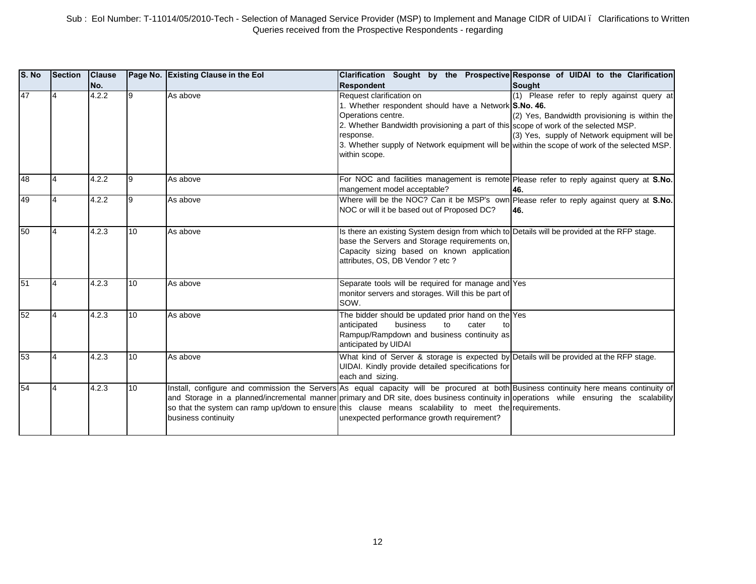Sub : EoI Number: T-11014/05/2010-Tech - Selection of Managed Service Provider (MSP) to Implement and Manage CIDR of UIDAI ï Clarifications to Written Queries received from the Prospective Respondents - regarding

| S. No | Section | Clause No. | Page No. | Existing Clause in the EoI | Clarification Sought by the Prospective Respondent | Response of UIDAI to the Clarification Sought |
|---|---|---|---|---|---|---|
| 47 | 4 | 4.2.2 | 9 | As above | Request clarification on<br>1. Whether respondent should have a Network Operations centre.<br>2. Whether Bandwidth provisioning a part of this response.<br>3. Whether supply of Network equipment will be within scope. | (1) Please refer to reply against query at **S.No. 46.**<br>(2) Yes, Bandwidth provisioning is within the scope of work of the selected MSP.<br>(3) Yes, supply of Network equipment will be within the scope of work of the selected MSP. |
| 48 | 4 | 4.2.2 | 9 | As above | For NOC and facilities management is remote mangement model acceptable? | Please refer to reply against query at **S.No. 46.** |
| 49 | 4 | 4.2.2 | 9 | As above | Where will be the NOC? Can it be MSP's own NOC or will it be based out of Proposed DC? | Please refer to reply against query at **S.No. 46.** |
| 50 | 4 | 4.2.3 | 10 | As above | Is there an existing System design from which to base the Servers and Storage requirements on, Capacity sizing based on known application attributes, OS, DB Vendor ? etc ? | Details will be provided at the RFP stage. |
| 51 | 4 | 4.2.3 | 10 | As above | Separate tools will be required for manage and monitor servers and storages. Will this be part of SOW. | Yes |
| 52 | 4 | 4.2.3 | 10 | As above | The bidder should be updated prior hand on the anticipated business to cater to Rampup/Rampdown and business continuity as anticipated by UIDAI | Yes |
| 53 | 4 | 4.2.3 | 10 | As above | What kind of Server & storage is expected by UIDAI. Kindly provide detailed specifications for each and sizing. | Details will be provided at the RFP stage. |
| 54 | 4 | 4.2.3 | 10 | Install, configure and commission the Servers and Storage in a planned/incremental manner so that the system can ramp up/down to ensure business continuity | As equal capacity will be procured at both primary and DR site, does business continuity in this clause means scalability to meet the unexpected performance growth requirement? | Business continuity here means continuity of operations while ensuring the scalability requirements. |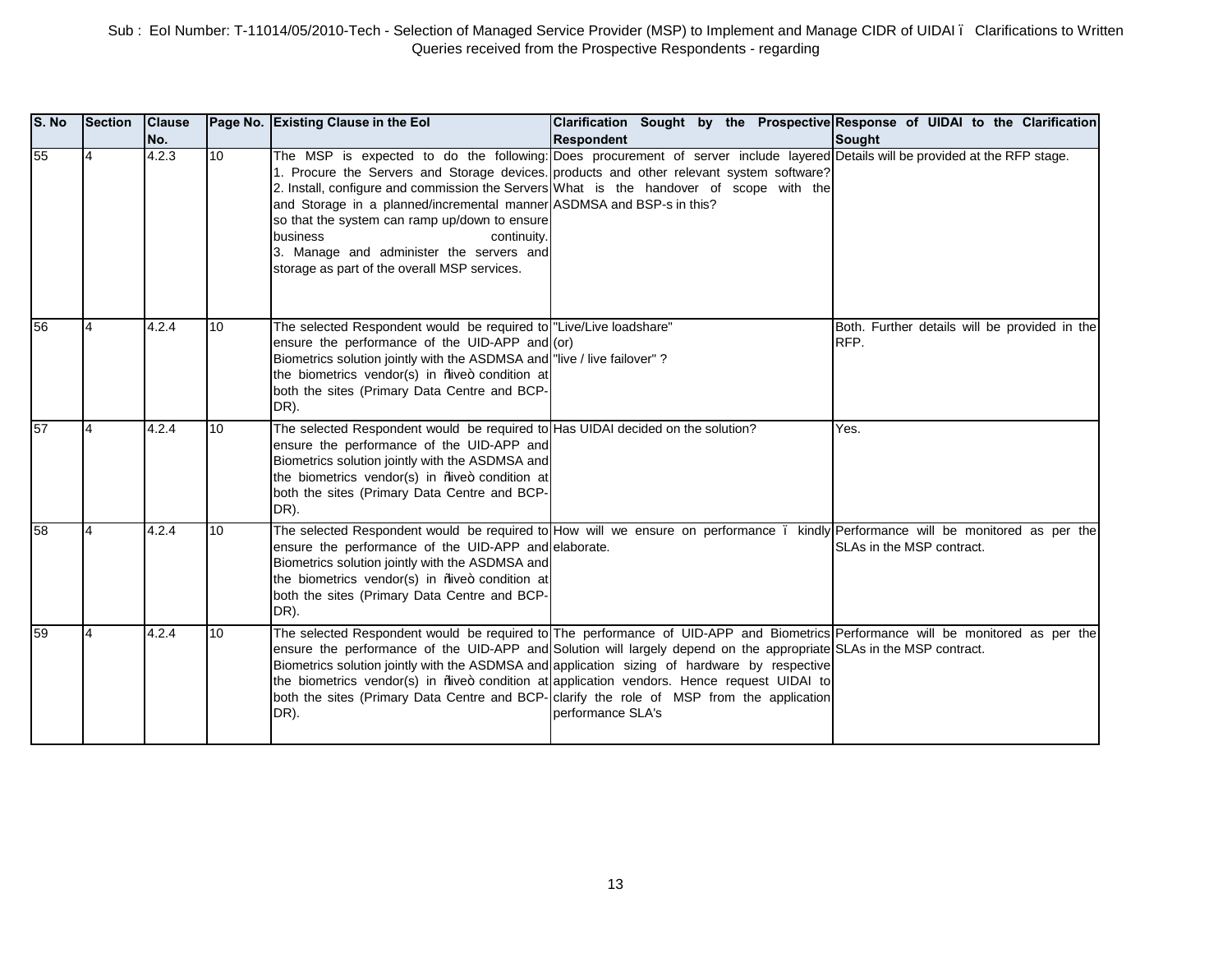Sub : EoI Number: T-11014/05/2010-Tech - Selection of Managed Service Provider (MSP) to Implement and Manage CIDR of UIDAI – Clarifications to Written Queries received from the Prospective Respondents - regarding

| S. No | Section | Clause No. | Page No. | Existing Clause in the EoI | Clarification Sought by the Prospective Respondent | Response of UIDAI to the Clarification Sought |
|---|---|---|---|---|---|---|
| 55 | 4 | 4.2.3 | 10 | The MSP is expected to do the following: 1. Procure the Servers and Storage devices. 2. Install, configure and commission the Servers and Storage in a planned/incremental manner so that the system can ramp up/down to ensure business continuity. 3. Manage and administer the servers and storage as part of the overall MSP services. | Does procurement of server include layered products and other relevant system software? What is the handover of scope with the ASDMSA and BSP-s in this? | Details will be provided at the RFP stage. |
| 56 | 4 | 4.2.4 | 10 | The selected Respondent would be required to ensure the performance of the UID-APP and Biometrics solution jointly with the ASDMSA and the biometrics vendor(s) in "live" condition at both the sites (Primary Data Centre and BCP-DR). | "Live/Live loadshare" (or) "live / live failover" ? | Both. Further details will be provided in the RFP. |
| 57 | 4 | 4.2.4 | 10 | The selected Respondent would be required to ensure the performance of the UID-APP and Biometrics solution jointly with the ASDMSA and the biometrics vendor(s) in "live" condition at both the sites (Primary Data Centre and BCP-DR). | Has UIDAI decided on the solution? | Yes. |
| 58 | 4 | 4.2.4 | 10 | The selected Respondent would be required to ensure the performance of the UID-APP and Biometrics solution jointly with the ASDMSA and the biometrics vendor(s) in "live" condition at both the sites (Primary Data Centre and BCP-DR). | How will we ensure on performance – kindly elaborate. | Performance will be monitored as per the SLAs in the MSP contract. |
| 59 | 4 | 4.2.4 | 10 | The selected Respondent would be required to ensure the performance of the UID-APP and Biometrics solution jointly with the ASDMSA and the biometrics vendor(s) in "live" condition at both the sites (Primary Data Centre and BCP-DR). | The performance of UID-APP and Biometrics Solution will largely depend on the appropriate application sizing of hardware by respective application vendors. Hence request UIDAI to clarify the role of MSP from the application performance SLA's | Performance will be monitored as per the SLAs in the MSP contract. |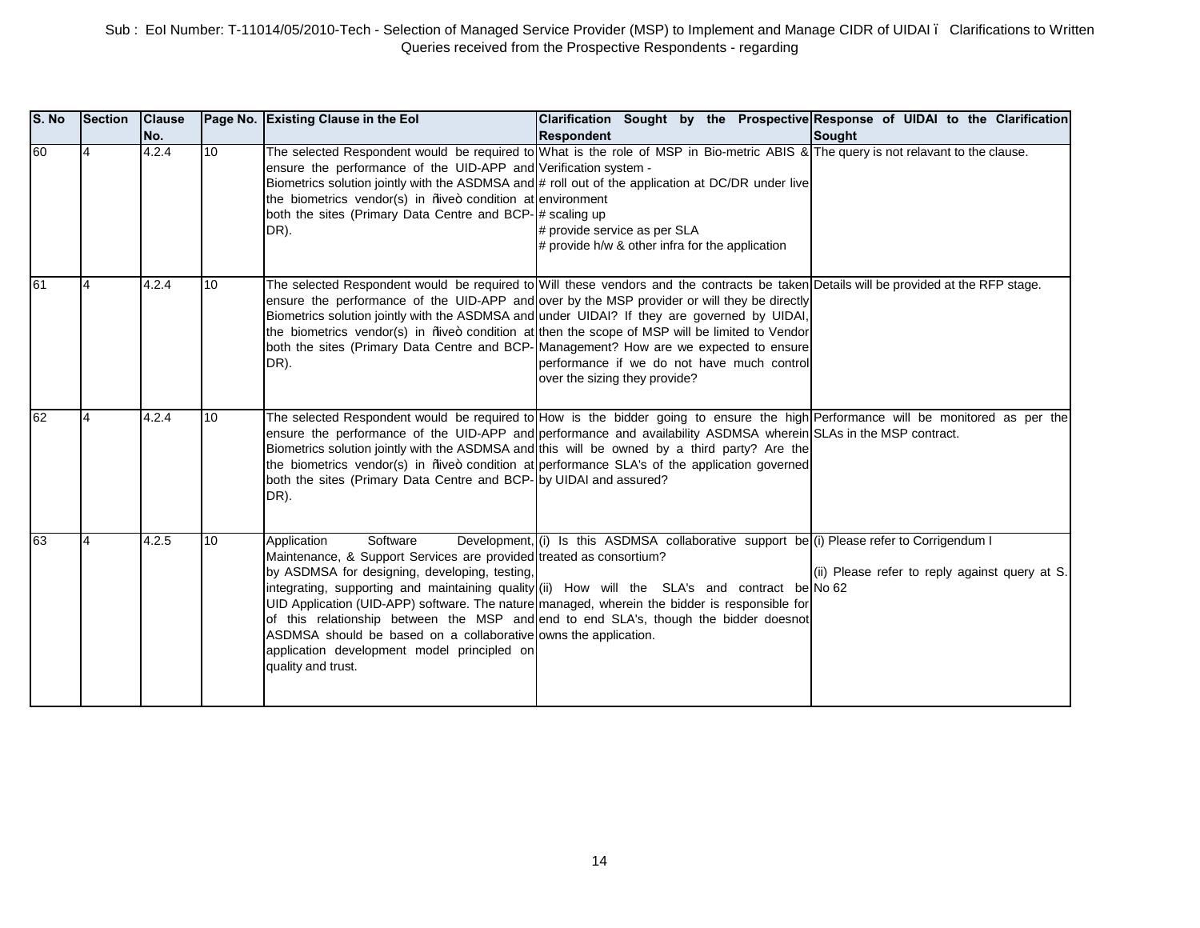Sub : EoI Number: T-11014/05/2010-Tech - Selection of Managed Service Provider (MSP) to Implement and Manage CIDR of UIDAI ï Clarifications to Written Queries received from the Prospective Respondents - regarding

| S. No | Section | Clause No. | Page No. | Existing Clause in the EoI | Clarification Sought by the Prospective Respondent | Response of UIDAI to the Clarification Sought |
|---|---|---|---|---|---|---|
| 60 | 4 | 4.2.4 | 10 | The selected Respondent would be required to ensure the performance of the UID-APP and Biometrics solution jointly with the ASDMSA and the biometrics vendor(s) in ñliveò condition at both the sites (Primary Data Centre and BCP-DR). | What is the role of MSP in Bio-metric ABIS & Verification system -<br># roll out of the application at DC/DR under live environment<br># scaling up<br># provide service as per SLA<br># provide h/w & other infra for the application | The query is not relavant to the clause. |
| 61 | 4 | 4.2.4 | 10 | The selected Respondent would be required to ensure the performance of the UID-APP and Biometrics solution jointly with the ASDMSA and the biometrics vendor(s) in ñliveò condition at both the sites (Primary Data Centre and BCP-DR). | Will these vendors and the contracts be taken over by the MSP provider or will they be directly under UIDAI? If they are governed by UIDAI, then the scope of MSP will be limited to Vendor Management? How are we expected to ensure performance if we do not have much control over the sizing they provide? | Details will be provided at the RFP stage. |
| 62 | 4 | 4.2.4 | 10 | The selected Respondent would be required to ensure the performance of the UID-APP and Biometrics solution jointly with the ASDMSA and the biometrics vendor(s) in ñliveò condition at both the sites (Primary Data Centre and BCP-DR). | How is the bidder going to ensure the high performance and availability ASDMSA wherein this will be owned by a third party? Are the performance SLA's of the application governed by UIDAI and assured? | Performance will be monitored as per the SLAs in the MSP contract. |
| 63 | 4 | 4.2.5 | 10 | Application Software Development, Maintenance, & Support Services are provided by ASDMSA for designing, developing, testing, integrating, supporting and maintaining quality UID Application (UID-APP) software. The nature of this relationship between the MSP and ASDMSA should be based on a collaborative application development model principled on quality and trust. | (i) Is this ASDMSA collaborative support be treated as consortium?<br><br>(ii) How will the SLA's and contract be managed, wherein the bidder is responsible for end to end SLA's, though the bidder doesnot owns the application. | (i) Please refer to Corrigendum I<br><br>(ii) Please refer to reply against query at S. No 62 |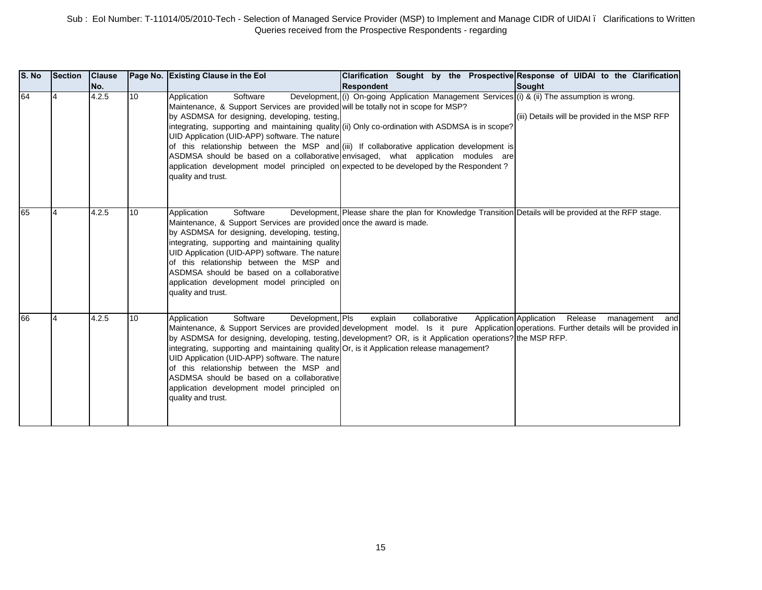Sub : EoI Number: T-11014/05/2010-Tech - Selection of Managed Service Provider (MSP) to Implement and Manage CIDR of UIDAI ï Clarifications to Written Queries received from the Prospective Respondents - regarding

| S. No | Section | Clause No. | Page No. | Existing Clause in the EoI | Clarification Sought by the Prospective Respondent | Response of UIDAI to the Clarification Sought |
|---|---|---|---|---|---|---|
| 64 | 4 | 4.2.5 | 10 | Application Software Development, Maintenance, & Support Services are provided by ASDMSA for designing, developing, testing, integrating, supporting and maintaining quality UID Application (UID-APP) software. The nature of this relationship between the MSP and ASDMSA should be based on a collaborative application development model principled on quality and trust. | (i) On-going Application Management Services will be totally not in scope for MSP?<br><br>(ii) Only co-ordination with ASDMSA is in scope?<br><br>(iii) If collaborative application development is envisaged, what application modules are expected to be developed by the Respondent ? | (i) & (ii) The assumption is wrong.<br><br>(iii) Details will be provided in the MSP RFP |
| 65 | 4 | 4.2.5 | 10 | Application Software Development, Maintenance, & Support Services are provided by ASDMSA for designing, developing, testing, integrating, supporting and maintaining quality UID Application (UID-APP) software. The nature of this relationship between the MSP and ASDMSA should be based on a collaborative application development model principled on quality and trust. | Please share the plan for Knowledge Transition once the award is made. | Details will be provided at the RFP stage. |
| 66 | 4 | 4.2.5 | 10 | Application Software Development, Maintenance, & Support Services are provided by ASDMSA for designing, developing, testing, integrating, supporting and maintaining quality UID Application (UID-APP) software. The nature of this relationship between the MSP and ASDMSA should be based on a collaborative application development model principled on quality and trust. | Pls explain collaborative Application development model. Is it pure Application development? OR, is it Application operations? Or, is it Application release management? | Application Release management and operations. Further details will be provided in the MSP RFP. |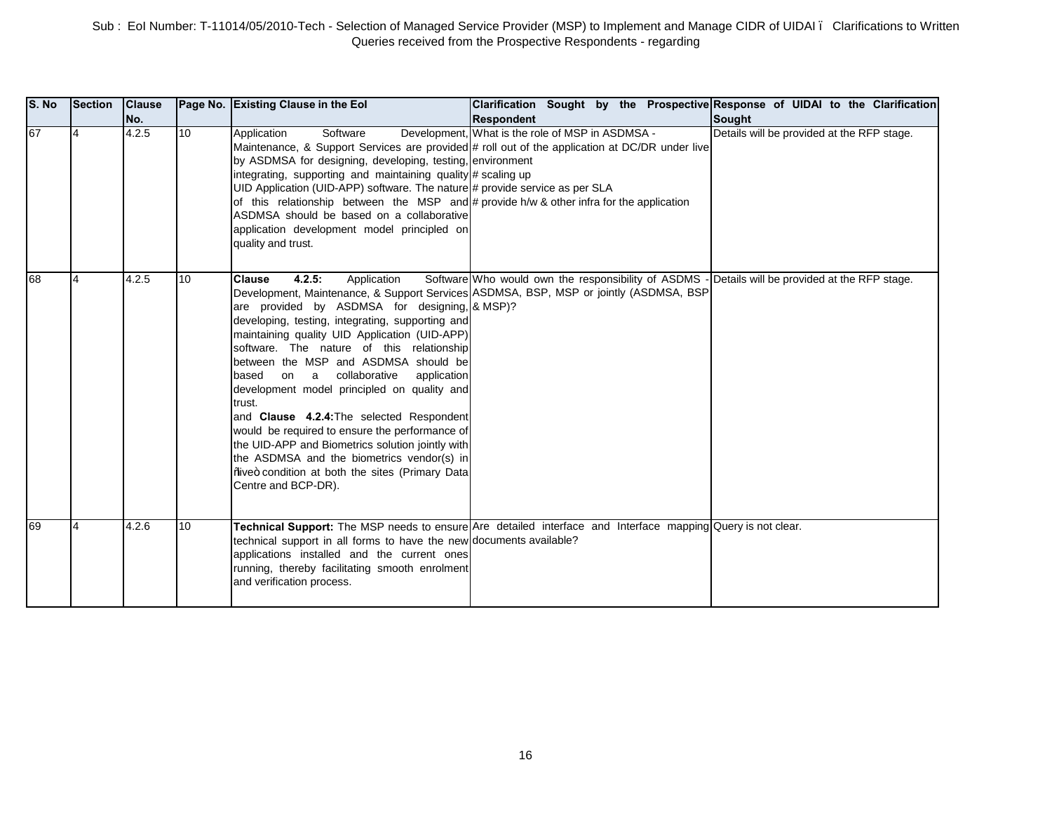Sub : EoI Number: T-11014/05/2010-Tech - Selection of Managed Service Provider (MSP) to Implement and Manage CIDR of UIDAI ï Clarifications to Written Queries received from the Prospective Respondents - regarding

| S. No | Section | Clause No. | Page No. | Existing Clause in the EoI | Clarification Sought by the Prospective Respondent | Response of UIDAI to the Clarification Sought |
|---|---|---|---|---|---|---|
| 67 | 4 | 4.2.5 | 10 | Application Software Development, Maintenance, & Support Services are provided by ASDMSA for designing, developing, testing, integrating, supporting and maintaining quality UID Application (UID-APP) software. The nature of this relationship between the MSP and ASDMSA should be based on a collaborative application development model principled on quality and trust. | What is the role of MSP in ASDMSA - # roll out of the application at DC/DR under live environment # scaling up # provide service as per SLA # provide h/w & other infra for the application | Details will be provided at the RFP stage. |
| 68 | 4 | 4.2.5 | 10 | **Clause 4.2.5:** Application Software Development, Maintenance, & Support Services are provided by ASDMSA for designing, developing, testing, integrating, supporting and maintaining quality UID Application (UID-APP) software. The nature of this relationship between the MSP and ASDMSA should be based on a collaborative application development model principled on quality and trust. and **Clause 4.2.4:** The selected Respondent would be required to ensure the performance of the UID-APP and Biometrics solution jointly with the ASDMSA and the biometrics vendor(s) in ñliveò condition at both the sites (Primary Data Centre and BCP-DR). | Who would own the responsibility of ASDMS - ASDMSA, BSP, MSP or jointly (ASDMSA, BSP & MSP)? | Details will be provided at the RFP stage. |
| 69 | 4 | 4.2.6 | 10 | **Technical Support:** The MSP needs to ensure technical support in all forms to have the new applications installed and the current ones running, thereby facilitating smooth enrolment and verification process. | Are detailed interface and Interface mapping documents available? | Query is not clear. |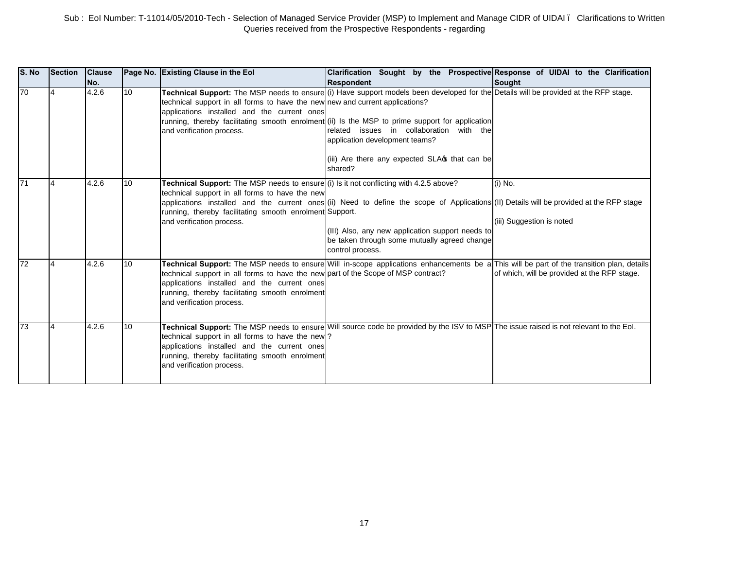Sub : EoI Number: T-11014/05/2010-Tech - Selection of Managed Service Provider (MSP) to Implement and Manage CIDR of UIDAI – Clarifications to Written Queries received from the Prospective Respondents - regarding

| S. No | Section | Clause No. | Page No. | Existing Clause in the EoI | Clarification Sought by the Prospective Respondent | Response of UIDAI to the Clarification Sought |
|---|---|---|---|---|---|---|
| 70 | 4 | 4.2.6 | 10 | **Technical Support:** The MSP needs to ensure technical support in all forms to have the new applications installed and the current ones running, thereby facilitating smooth enrolment and verification process. | (i) Have support models been developed for the new and current applications?<br><br>(ii) Is the MSP to prime support for application related issues in collaboration with the application development teams?<br><br>(iii) Are there any expected SLA's that can be shared? | Details will be provided at the RFP stage. |
| 71 | 4 | 4.2.6 | 10 | **Technical Support:** The MSP needs to ensure technical support in all forms to have the new applications installed and the current ones running, thereby facilitating smooth enrolment and verification process. | (i) Is it not conflicting with 4.2.5 above?<br><br>(ii) Need to define the scope of Applications Support.<br><br>(III) Also, any new application support needs to be taken through some mutually agreed change control process. | (i) No.<br><br>(II) Details will be provided at the RFP stage<br><br>(iii) Suggestion is noted |
| 72 | 4 | 4.2.6 | 10 | **Technical Support:** The MSP needs to ensure technical support in all forms to have the new applications installed and the current ones running, thereby facilitating smooth enrolment and verification process. | Will in-scope applications enhancements be a part of the Scope of MSP contract? | This will be part of the transition plan, details of which, will be provided at the RFP stage. |
| 73 | 4 | 4.2.6 | 10 | **Technical Support:** The MSP needs to ensure technical support in all forms to have the new applications installed and the current ones running, thereby facilitating smooth enrolment and verification process. | Will source code be provided by the ISV to MSP ? | The issue raised is not relevant to the EoI. |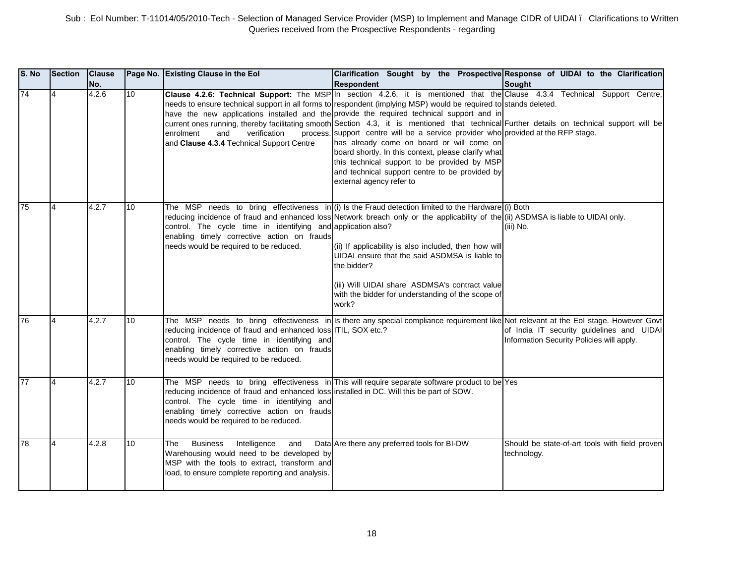Sub : EoI Number: T-11014/05/2010-Tech - Selection of Managed Service Provider (MSP) to Implement and Manage CIDR of UIDAI ï Clarifications to Written Queries received from the Prospective Respondents - regarding

| S. No | Section | Clause No. | Page No. | Existing Clause in the EoI | Clarification Sought by the Prospective Respondent | Response of UIDAI to the Clarification Sought |
|---|---|---|---|---|---|---|
| 74 | 4 | 4.2.6 | 10 | **Clause 4.2.6: Technical Support:** The MSP needs to ensure technical support in all forms to have the new applications installed and the current ones running, thereby facilitating smooth enrolment and verification process. and **Clause 4.3.4** Technical Support Centre | In section 4.2.6, it is mentioned that the respondent (implying MSP) would be required to provide the required technical support and in Section 4.3, it is mentioned that technical support centre will be a service provider who has already come on board or will come on board shortly. In this context, please clarify what this technical support to be provided by MSP and technical support centre to be provided by external agency refer to | Clause 4.3.4 Technical Support Centre, stands deleted.<br><br>Further details on technical support will be provided at the RFP stage. |
| 75 | 4 | 4.2.7 | 10 | The MSP needs to bring effectiveness in reducing incidence of fraud and enhanced loss control. The cycle time in identifying and enabling timely corrective action on frauds needs would be required to be reduced. | (i) Is the Fraud detection limited to the Hardware Network breach only or the applicability of the application also?<br><br>(ii) If applicability is also included, then how will UIDAI ensure that the said ASDMSA is liable to the bidder?<br><br>(iii) Will UIDAI share ASDMSA's contract value with the bidder for understanding of the scope of work? | (i) Both<br>(ii) ASDMSA is liable to UIDAI only.<br>(iii) No. |
| 76 | 4 | 4.2.7 | 10 | The MSP needs to bring effectiveness in reducing incidence of fraud and enhanced loss control. The cycle time in identifying and enabling timely corrective action on frauds needs would be required to be reduced. | Is there any special compliance requirement like ITIL, SOX etc.? | Not relevant at the EoI stage. However Govt of India IT security guidelines and UIDAI Information Security Policies will apply. |
| 77 | 4 | 4.2.7 | 10 | The MSP needs to bring effectiveness in reducing incidence of fraud and enhanced loss control. The cycle time in identifying and enabling timely corrective action on frauds needs would be required to be reduced. | This will require separate software product to be installed in DC. Will this be part of SOW. | Yes |
| 78 | 4 | 4.2.8 | 10 | The Business Intelligence and Data Warehousing would need to be developed by MSP with the tools to extract, transform and load, to ensure complete reporting and analysis. | Are there any preferred tools for BI-DW | Should be state-of-art tools with field proven technology. |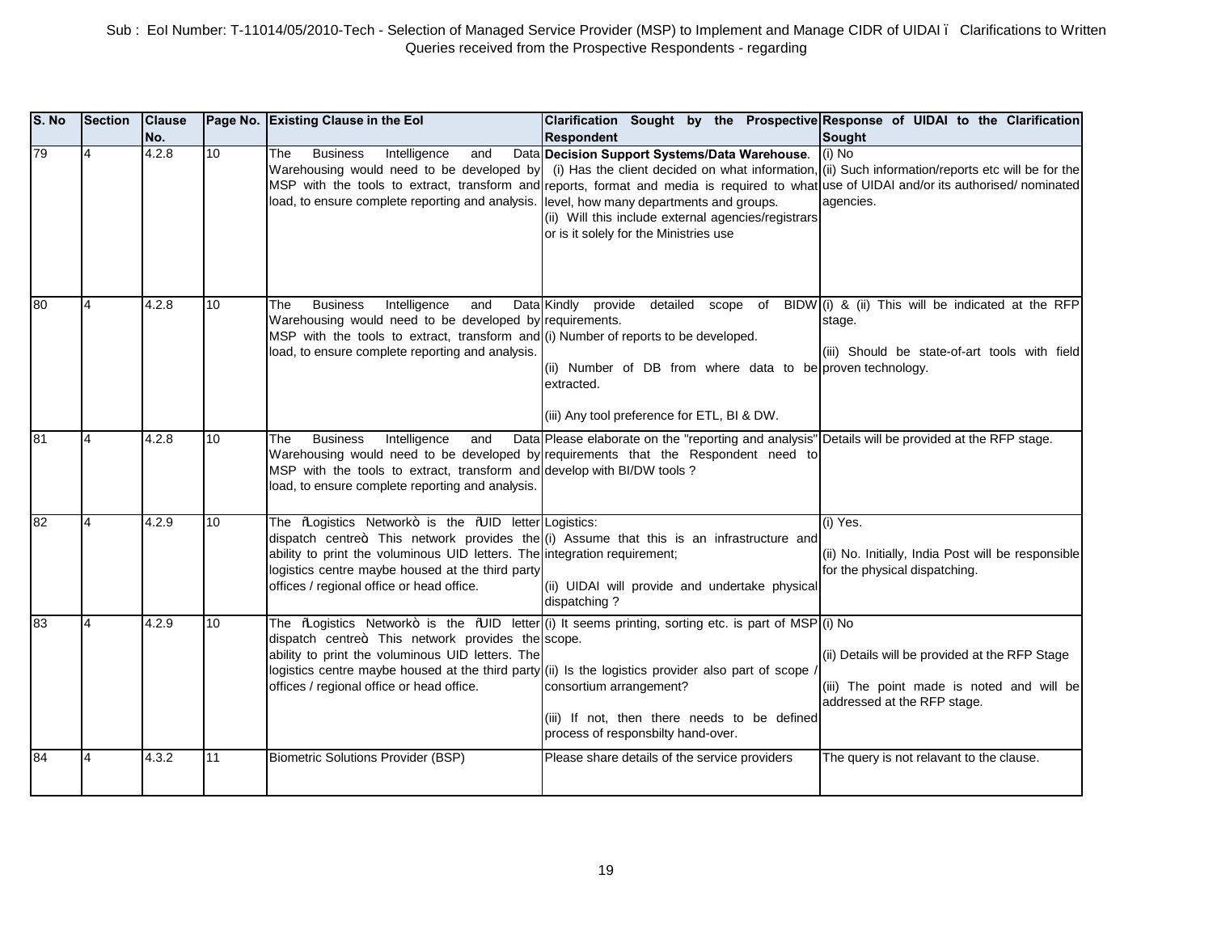Sub : EoI Number: T-11014/05/2010-Tech - Selection of Managed Service Provider (MSP) to Implement and Manage CIDR of UIDAI – Clarifications to Written Queries received from the Prospective Respondents - regarding

| S. No | Section | Clause No. | Page No. | Existing Clause in the EoI | Clarification Sought by the Prospective Respondent | Response of UIDAI to the Clarification Sought |
|---|---|---|---|---|---|---|
| 79 | 4 | 4.2.8 | 10 | The Business Intelligence and Data Warehousing would need to be developed by MSP with the tools to extract, transform and load, to ensure complete reporting and analysis. | **Decision Support Systems/Data Warehouse**. (i) Has the client decided on what information, reports, format and media is required to what level, how many departments and groups. (ii) Will this include external agencies/registrars or is it solely for the Ministries use | (i) No (ii) Such information/reports etc will be for the use of UIDAI and/or its authorised/ nominated agencies. |
| 80 | 4 | 4.2.8 | 10 | The Business Intelligence and Data Warehousing would need to be developed by MSP with the tools to extract, transform and load, to ensure complete reporting and analysis. | Kindly provide detailed scope of BIDW requirements. (i) Number of reports to be developed. (ii) Number of DB from where data to be extracted. (iii) Any tool preference for ETL, BI & DW. | (i) & (ii) This will be indicated at the RFP stage. (iii) Should be state-of-art tools with field proven technology. |
| 81 | 4 | 4.2.8 | 10 | The Business Intelligence and Data Warehousing would need to be developed by MSP with the tools to extract, transform and load, to ensure complete reporting and analysis. | Please elaborate on the "reporting and analysis" requirements that the Respondent need to develop with BI/DW tools ? | Details will be provided at the RFP stage. |
| 82 | 4 | 4.2.9 | 10 | The "Logistics Network" is the "UID letter dispatch centre". This network provides the ability to print the voluminous UID letters. The logistics centre maybe housed at the third party offices / regional office or head office. | Logistics: (i) Assume that this is an infrastructure and integration requirement; (ii) UIDAI will provide and undertake physical dispatching ? | (i) Yes. (ii) No. Initially, India Post will be responsible for the physical dispatching. |
| 83 | 4 | 4.2.9 | 10 | The "Logistics Network" is the "UID letter dispatch centre". This network provides the ability to print the voluminous UID letters. The logistics centre maybe housed at the third party offices / regional office or head office. | (i) It seems printing, sorting etc. is part of MSP scope. (ii) Is the logistics provider also part of scope / consortium arrangement? (iii) If not, then there needs to be defined process of responsbilty hand-over. | (i) No (ii) Details will be provided at the RFP Stage (iii) The point made is noted and will be addressed at the RFP stage. |
| 84 | 4 | 4.3.2 | 11 | Biometric Solutions Provider (BSP) | Please share details of the service providers | The query is not relavant to the clause. |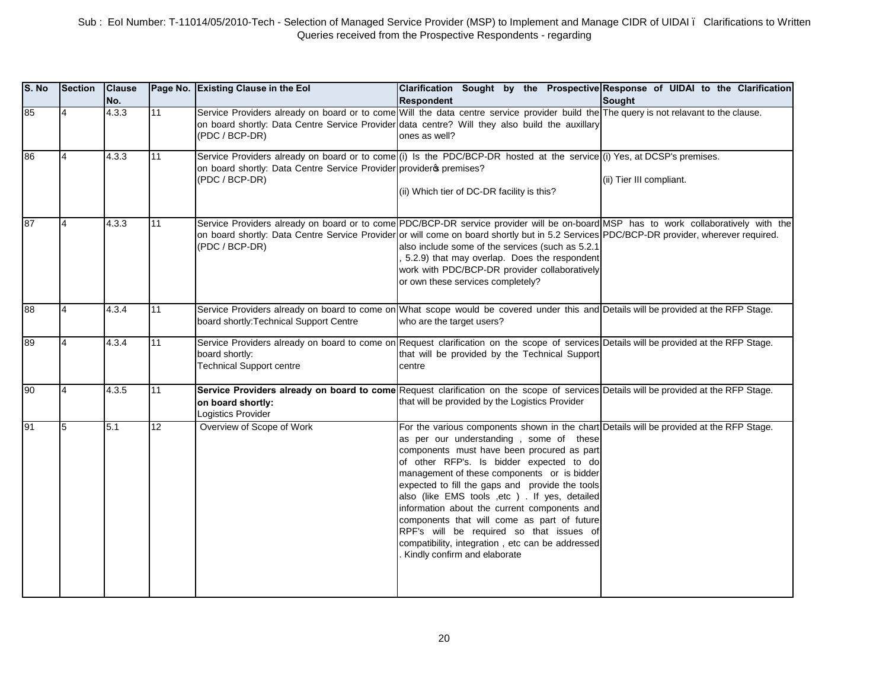Sub : EoI Number: T-11014/05/2010-Tech - Selection of Managed Service Provider (MSP) to Implement and Manage CIDR of UIDAI – Clarifications to Written Queries received from the Prospective Respondents - regarding

| S. No | Section | Clause No. | Page No. | Existing Clause in the EoI | Clarification Sought by the Prospective Respondent | Response of UIDAI to the Clarification Sought |
|---|---|---|---|---|---|---|
| 85 | 4 | 4.3.3 | 11 | Service Providers already on board or to come on board shortly: Data Centre Service Provider (PDC / BCP-DR) | Will the data centre service provider build the data centre? Will they also build the auxillary ones as well? | The query is not relavant to the clause. |
| 86 | 4 | 4.3.3 | 11 | Service Providers already on board or to come on board shortly: Data Centre Service Provider (PDC / BCP-DR) | (i) Is the PDC/BCP-DR hosted at the service provider's premises?<br><br>(ii) Which tier of DC-DR facility is this? | (i) Yes, at DCSP's premises.<br><br>(ii) Tier III compliant. |
| 87 | 4 | 4.3.3 | 11 | Service Providers already on board or to come on board shortly: Data Centre Service Provider (PDC / BCP-DR) | PDC/BCP-DR service provider will be on-board or will come on board shortly but in 5.2 Services also include some of the services (such as 5.2.1 , 5.2.9) that may overlap. Does the respondent work with PDC/BCP-DR provider collaboratively or own these services completely? | MSP has to work collaboratively with the PDC/BCP-DR provider, wherever required. |
| 88 | 4 | 4.3.4 | 11 | Service Providers already on board to come on board shortly:Technical Support Centre | What scope would be covered under this and who are the target users? | Details will be provided at the RFP Stage. |
| 89 | 4 | 4.3.4 | 11 | Service Providers already on board to come on board shortly:<br>Technical Support centre | Request clarification on the scope of services that will be provided by the Technical Support centre | Details will be provided at the RFP Stage. |
| 90 | 4 | 4.3.5 | 11 | **Service Providers already on board to come on board shortly:**<br>Logistics Provider | Request clarification on the scope of services that will be provided by the Logistics Provider | Details will be provided at the RFP Stage. |
| 91 | 5 | 5.1 | 12 | Overview of Scope of Work | For the various components shown in the chart as per our understanding , some of these components must have been procured as part of other RFP's. Is bidder expected to do management of these components or is bidder expected to fill the gaps and provide the tools also (like EMS tools ,etc ) . If yes, detailed information about the current components and components that will come as part of future RPF's will be required so that issues of compatibility, integration , etc can be addressed . Kindly confirm and elaborate | Details will be provided at the RFP Stage. |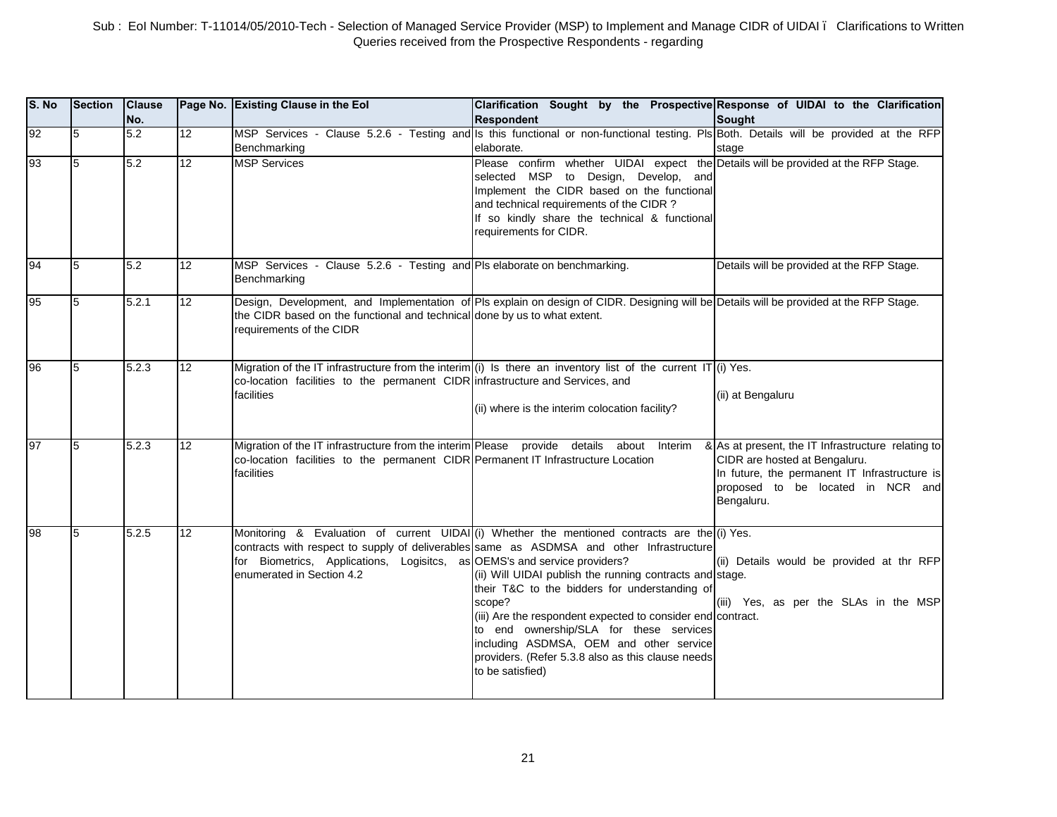Sub : EoI Number: T-11014/05/2010-Tech - Selection of Managed Service Provider (MSP) to Implement and Manage CIDR of UIDAI ï Clarifications to Written Queries received from the Prospective Respondents - regarding

| S. No | Section | Clause No. | Page No. | Existing Clause in the EoI | Clarification Sought by the Prospective Respondent | Response of UIDAI to the Clarification Sought |
|---|---|---|---|---|---|---|
| 92 | 5 | 5.2 | 12 | MSP Services - Clause 5.2.6 - Testing and Benchmarking | Is this functional or non-functional testing. Pls elaborate. | Both. Details will be provided at the RFP stage |
| 93 | 5 | 5.2 | 12 | MSP Services | Please confirm whether UIDAI expect the selected MSP to Design, Develop, and Implement the CIDR based on the functional and technical requirements of the CIDR ?<br>If so kindly share the technical & functional requirements for CIDR. | Details will be provided at the RFP Stage. |
| 94 | 5 | 5.2 | 12 | MSP Services - Clause 5.2.6 - Testing and Benchmarking | Pls elaborate on benchmarking. | Details will be provided at the RFP Stage. |
| 95 | 5 | 5.2.1 | 12 | Design, Development, and Implementation of the CIDR based on the functional and technical requirements of the CIDR | Pls explain on design of CIDR. Designing will be done by us to what extent. | Details will be provided at the RFP Stage. |
| 96 | 5 | 5.2.3 | 12 | Migration of the IT infrastructure from the interim co-location facilities to the permanent CIDR facilities | (i) Is there an inventory list of the current IT infrastructure and Services, and<br><br>(ii) where is the interim colocation facility? | (i) Yes.<br><br>(ii) at Bengaluru |
| 97 | 5 | 5.2.3 | 12 | Migration of the IT infrastructure from the interim co-location facilities to the permanent CIDR facilities | Please provide details about Interim & Permanent IT Infrastructure Location | As at present, the IT Infrastructure relating to CIDR are hosted at Bengaluru.<br>In future, the permanent IT Infrastructure is proposed to be located in NCR and Bengaluru. |
| 98 | 5 | 5.2.5 | 12 | Monitoring & Evaluation of current UIDAI contracts with respect to supply of deliverables for Biometrics, Applications, Logisitcs, as enumerated in Section 4.2 | (i) Whether the mentioned contracts are the same as ASDMSA and other Infrastructure OEMS's and service providers?<br>(ii) Will UIDAI publish the running contracts and their T&C to the bidders for understanding of scope?<br>(iii) Are the respondent expected to consider end to end ownership/SLA for these services including ASDMSA, OEM and other service providers. (Refer 5.3.8 also as this clause needs to be satisfied) | (i) Yes.<br><br>(ii) Details would be provided at thr RFP stage.<br><br>(iii) Yes, as per the SLAs in the MSP contract. |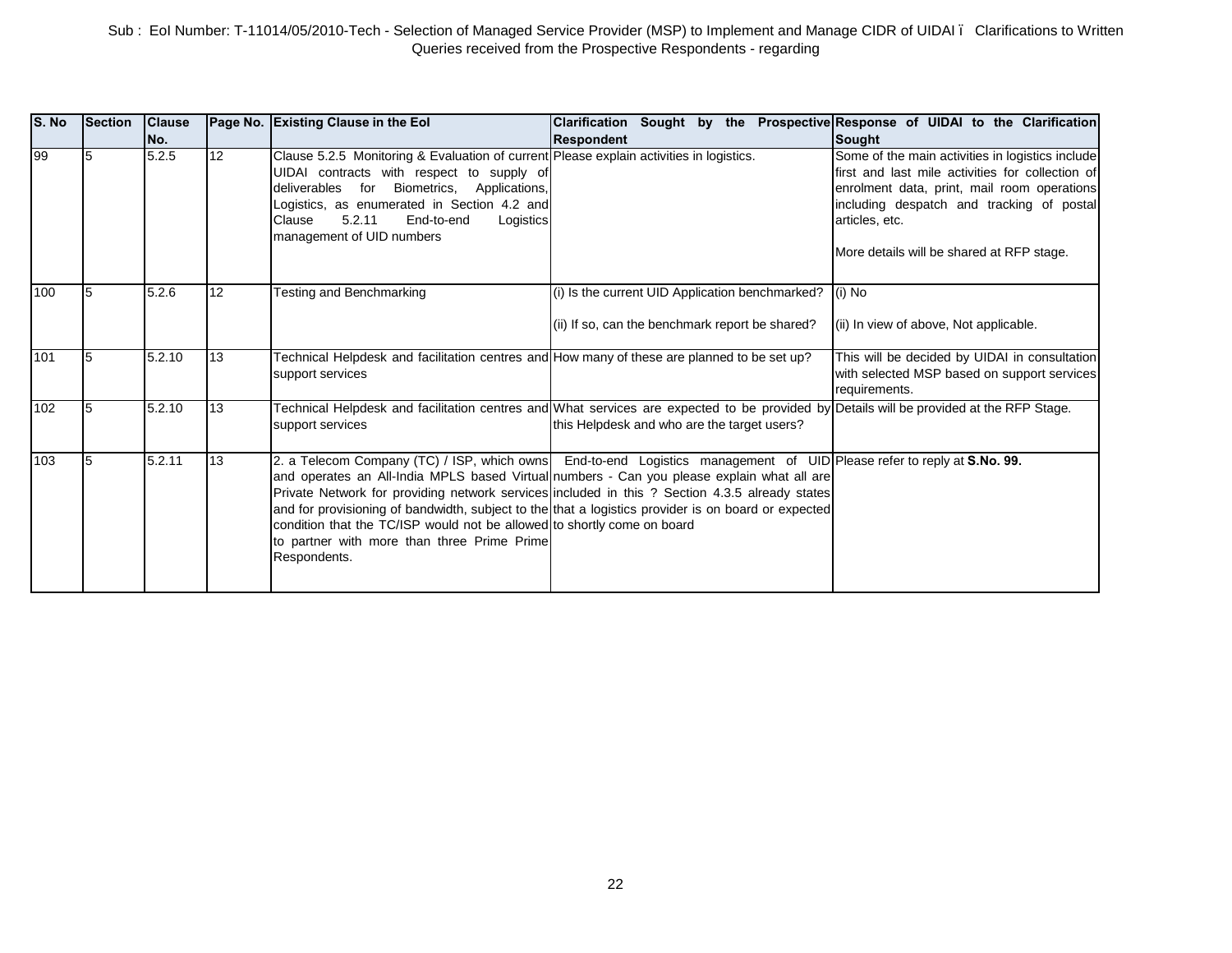Sub : EoI Number: T-11014/05/2010-Tech - Selection of Managed Service Provider (MSP) to Implement and Manage CIDR of UIDAI ï Clarifications to Written Queries received from the Prospective Respondents - regarding

| S. No | Section | Clause No. | Page No. | Existing Clause in the EoI | Clarification Sought by the Prospective Respondent | Response of UIDAI to the Clarification Sought |
|---|---|---|---|---|---|---|
| 99 | 5 | 5.2.5 | 12 | Clause 5.2.5 Monitoring & Evaluation of current UIDAI contracts with respect to supply of deliverables for Biometrics, Applications, Logistics, as enumerated in Section 4.2 and Clause 5.2.11 End-to-end Logistics management of UID numbers | Please explain activities in logistics. | Some of the main activities in logistics include first and last mile activities for collection of enrolment data, print, mail room operations including despatch and tracking of postal articles, etc.<br><br>More details will be shared at RFP stage. |
| 100 | 5 | 5.2.6 | 12 | Testing and Benchmarking | (i) Is the current UID Application benchmarked?<br><br>(ii) If so, can the benchmark report be shared? | (i) No<br><br>(ii) In view of above, Not applicable. |
| 101 | 5 | 5.2.10 | 13 | Technical Helpdesk and facilitation centres and support services | How many of these are planned to be set up? | This will be decided by UIDAI in consultation with selected MSP based on support services requirements. |
| 102 | 5 | 5.2.10 | 13 | Technical Helpdesk and facilitation centres and support services | What services are expected to be provided by this Helpdesk and who are the target users? | Details will be provided at the RFP Stage. |
| 103 | 5 | 5.2.11 | 13 | 2. a Telecom Company (TC) / ISP, which owns and operates an All-India MPLS based Virtual Private Network for providing network services and for provisioning of bandwidth, subject to the condition that the TC/ISP would not be allowed to partner with more than three Prime Prime Respondents. | End-to-end Logistics management of UID numbers - Can you please explain what all are included in this ? Section 4.3.5 already states that a logistics provider is on board or expected to shortly come on board | Please refer to reply at **S.No. 99.** |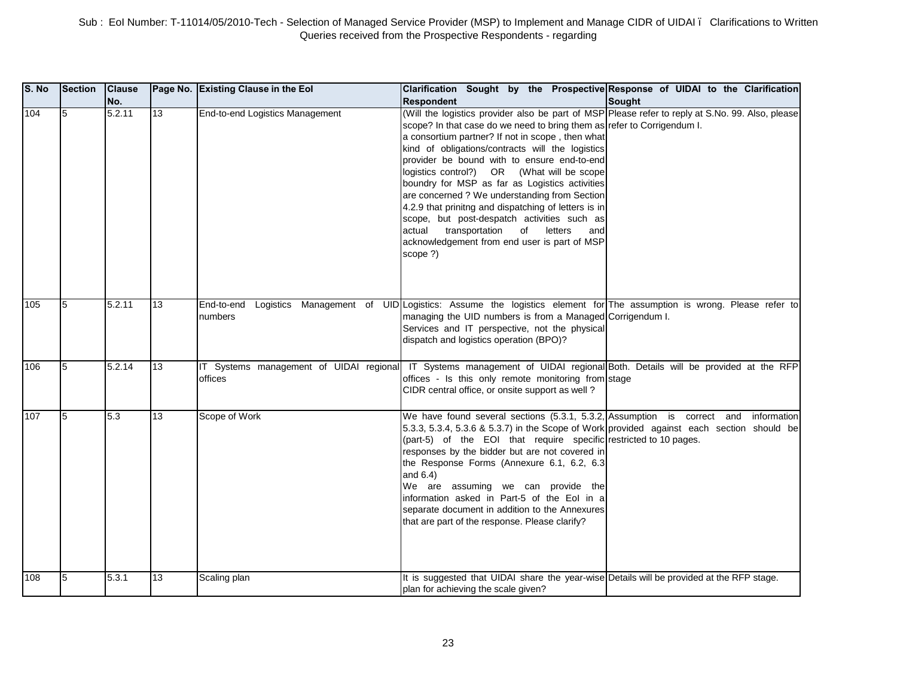Sub : EoI Number: T-11014/05/2010-Tech - Selection of Managed Service Provider (MSP) to Implement and Manage CIDR of UIDAI ï Clarifications to Written Queries received from the Prospective Respondents - regarding

| S. No | Section | Clause No. | Page No. | Existing Clause in the EoI | Clarification Sought by the Prospective Respondent | Response of UIDAI to the Clarification Sought |
|---|---|---|---|---|---|---|
| 104 | 5 | 5.2.11 | 13 | End-to-end Logistics Management | (Will the logistics provider also be part of MSP scope? In that case do we need to bring them as a consortium partner? If not in scope , then what kind of obligations/contracts will the logistics provider be bound with to ensure end-to-end logistics control?) OR (What will be scope boundry for MSP as far as Logistics activities are concerned ? We understanding from Section 4.2.9 that prinitng and dispatching of letters is in scope, but post-despatch activities such as actual transportation of letters and acknowledgement from end user is part of MSP scope ?) | Please refer to reply at S.No. 99. Also, please refer to Corrigendum I. |
| 105 | 5 | 5.2.11 | 13 | End-to-end Logistics Management of UID numbers | Logistics: Assume the logistics element for managing the UID numbers is from a Managed Services and IT perspective, not the physical dispatch and logistics operation (BPO)? | The assumption is wrong. Please refer to Corrigendum I. |
| 106 | 5 | 5.2.14 | 13 | IT Systems management of UIDAI regional offices | IT Systems management of UIDAI regional offices - Is this only remote monitoring from CIDR central office, or onsite support as well ? | Both. Details will be provided at the RFP stage |
| 107 | 5 | 5.3 | 13 | Scope of Work | We have found several sections (5.3.1, 5.3.2, 5.3.3, 5.3.4, 5.3.6 & 5.3.7) in the Scope of Work (part-5) of the EOI that require specific responses by the bidder but are not covered in the Response Forms (Annexure 6.1, 6.2, 6.3 and 6.4)<br>We are assuming we can provide the information asked in Part-5 of the EoI in a separate document in addition to the Annexures that are part of the response. Please clarify? | Assumption is correct and information provided against each section should be restricted to 10 pages. |
| 108 | 5 | 5.3.1 | 13 | Scaling plan | It is suggested that UIDAI share the year-wise plan for achieving the scale given? | Details will be provided at the RFP stage. |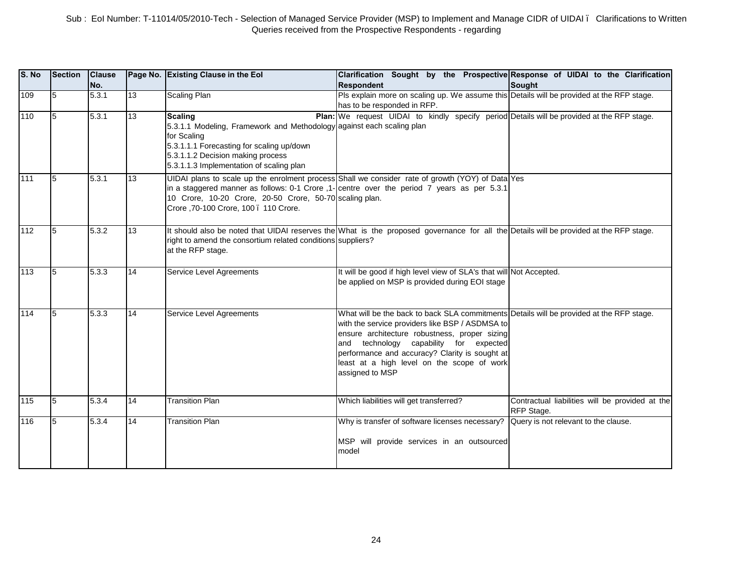Sub : EoI Number: T-11014/05/2010-Tech - Selection of Managed Service Provider (MSP) to Implement and Manage CIDR of UIDAI – Clarifications to Written Queries received from the Prospective Respondents - regarding

| S. No | Section | Clause No. | Page No. | Existing Clause in the EoI | Clarification Sought by the Prospective Respondent | Response of UIDAI to the Clarification Sought |
|---|---|---|---|---|---|---|
| 109 | 5 | 5.3.1 | 13 | Scaling Plan | Pls explain more on scaling up. We assume this has to be responded in RFP. | Details will be provided at the RFP stage. |
| 110 | 5 | 5.3.1 | 13 | **Scaling Plan:** 5.3.1.1 Modeling, Framework and Methodology for Scaling 5.3.1.1.1 Forecasting for scaling up/down 5.3.1.1.2 Decision making process 5.3.1.1.3 Implementation of scaling plan | We request UIDAI to kindly specify period against each scaling plan | Details will be provided at the RFP stage. |
| 111 | 5 | 5.3.1 | 13 | UIDAI plans to scale up the enrolment process in a staggered manner as follows: 0-1 Crore ,1-10 Crore, 10-20 Crore, 20-50 Crore, 50-70 Crore ,70-100 Crore, 100 – 110 Crore. | Shall we consider rate of growth (YOY) of Data centre over the period 7 years as per 5.3.1 scaling plan. | Yes |
| 112 | 5 | 5.3.2 | 13 | It should also be noted that UIDAI reserves the right to amend the consortium related conditions at the RFP stage. | What is the proposed governance for all the suppliers? | Details will be provided at the RFP stage. |
| 113 | 5 | 5.3.3 | 14 | Service Level Agreements | It will be good if high level view of SLA's that will be applied on MSP is provided during EOI stage | Not Accepted. |
| 114 | 5 | 5.3.3 | 14 | Service Level Agreements | What will be the back to back SLA commitments with the service providers like BSP / ASDMSA to ensure architecture robustness, proper sizing and technology capability for expected performance and accuracy? Clarity is sought at least at a high level on the scope of work assigned to MSP | Details will be provided at the RFP stage. |
| 115 | 5 | 5.3.4 | 14 | Transition Plan | Which liabilities will get transferred? | Contractual liabilities will be provided at the RFP Stage. |
| 116 | 5 | 5.3.4 | 14 | Transition Plan | Why is transfer of software licenses necessary? MSP will provide services in an outsourced model | Query is not relevant to the clause. |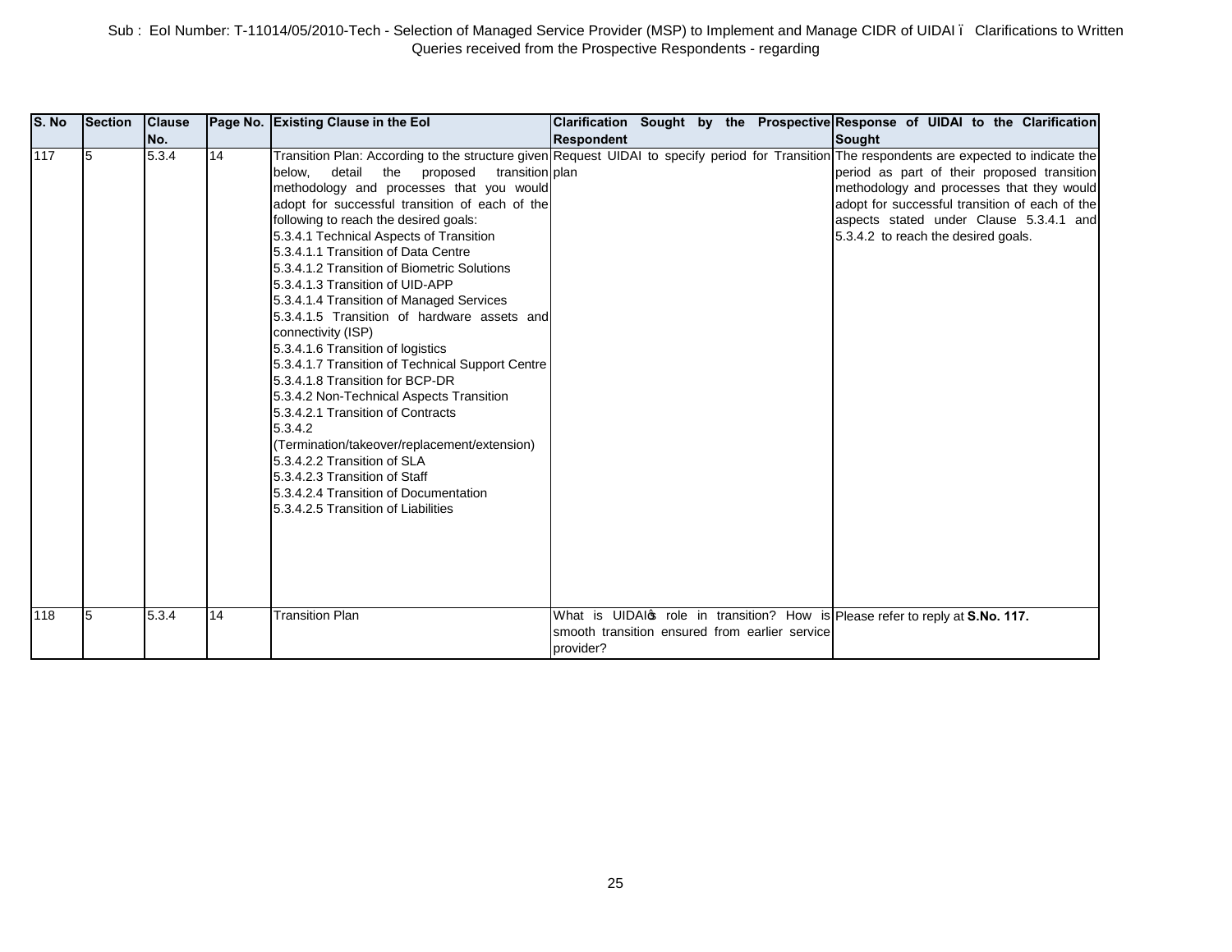Sub : EoI Number: T-11014/05/2010-Tech - Selection of Managed Service Provider (MSP) to Implement and Manage CIDR of UIDAI – Clarifications to Written Queries received from the Prospective Respondents - regarding

| S. No | Section | Clause No. | Page No. | Existing Clause in the EoI | Clarification Sought by the Prospective Respondent | Response of UIDAI to the Clarification Sought |
|---|---|---|---|---|---|---|
| 117 | 5 | 5.3.4 | 14 | Transition Plan: According to the structure given below, detail the proposed transition methodology and processes that you would adopt for successful transition of each of the following to reach the desired goals:<br>5.3.4.1 Technical Aspects of Transition<br>5.3.4.1.1 Transition of Data Centre<br>5.3.4.1.2 Transition of Biometric Solutions<br>5.3.4.1.3 Transition of UID-APP<br>5.3.4.1.4 Transition of Managed Services<br>5.3.4.1.5 Transition of hardware assets and connectivity (ISP)<br>5.3.4.1.6 Transition of logistics<br>5.3.4.1.7 Transition of Technical Support Centre<br>5.3.4.1.8 Transition for BCP-DR<br>5.3.4.2 Non-Technical Aspects Transition<br>5.3.4.2.1 Transition of Contracts<br>5.3.4.2<br>(Termination/takeover/replacement/extension)<br>5.3.4.2.2 Transition of SLA<br>5.3.4.2.3 Transition of Staff<br>5.3.4.2.4 Transition of Documentation<br>5.3.4.2.5 Transition of Liabilities | Request UIDAI to specify period for Transition plan | The respondents are expected to indicate the period as part of their proposed transition methodology and processes that they would adopt for successful transition of each of the aspects stated under Clause 5.3.4.1 and 5.3.4.2 to reach the desired goals. |
| 118 | 5 | 5.3.4 | 14 | Transition Plan | What is UIDAI's role in transition? How is smooth transition ensured from earlier service provider? | Please refer to reply at **S.No. 117.** |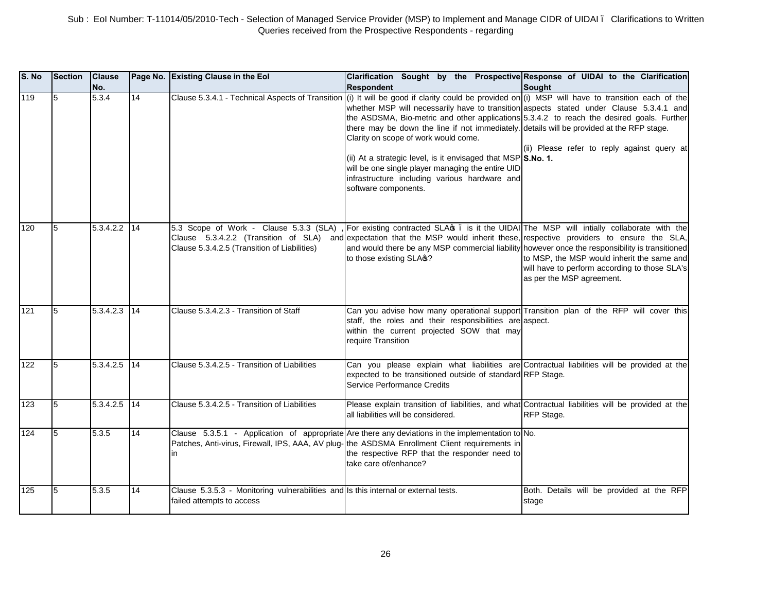Sub : EoI Number: T-11014/05/2010-Tech - Selection of Managed Service Provider (MSP) to Implement and Manage CIDR of UIDAI – Clarifications to Written Queries received from the Prospective Respondents - regarding

| S. No | Section | Clause No. | Page No. | Existing Clause in the EoI | Clarification Sought by the Prospective Respondent | Response of UIDAI to the Clarification Sought |
|---|---|---|---|---|---|---|
| 119 | 5 | 5.3.4 | 14 | Clause 5.3.4.1 - Technical Aspects of Transition | (i) It will be good if clarity could be provided on whether MSP will necessarily have to transition the ASDSMA, Bio-metric and other applications there may be down the line if not immediately. Clarity on scope of work would come.<br><br>(ii) At a strategic level, is it envisaged that MSP will be one single player managing the entire UID infrastructure including various hardware and software components. | (i) MSP will have to transition each of the aspects stated under Clause 5.3.4.1 and 5.3.4.2 to reach the desired goals. Further details will be provided at the RFP stage.<br><br>(ii) Please refer to reply against query at **S.No. 1.** |
| 120 | 5 | 5.3.4.2.2 | 14 | 5.3 Scope of Work - Clause 5.3.3 (SLA) , Clause 5.3.4.2.2 (Transition of SLA) and Clause 5.3.4.2.5 (Transition of Liabilities) | For existing contracted SLA's – is it the UIDAI expectation that the MSP would inherit these, and would there be any MSP commercial liability to those existing SLA's? | The MSP will intially collaborate with the respective providers to ensure the SLA, however once the responsibility is transitioned to MSP, the MSP would inherit the same and will have to perform according to those SLA's as per the MSP agreement. |
| 121 | 5 | 5.3.4.2.3 | 14 | Clause 5.3.4.2.3 - Transition of Staff | Can you advise how many operational support staff, the roles and their responsibilities are within the current projected SOW that may require Transition | Transition plan of the RFP will cover this aspect. |
| 122 | 5 | 5.3.4.2.5 | 14 | Clause 5.3.4.2.5 - Transition of Liabilities | Can you please explain what liabilities are expected to be transitioned outside of standard Service Performance Credits | Contractual liabilities will be provided at the RFP Stage. |
| 123 | 5 | 5.3.4.2.5 | 14 | Clause 5.3.4.2.5 - Transition of Liabilities | Please explain transition of liabilities, and what all liabilities will be considered. | Contractual liabilities will be provided at the RFP Stage. |
| 124 | 5 | 5.3.5 | 14 | Clause 5.3.5.1 - Application of appropriate Patches, Anti-virus, Firewall, IPS, AAA, AV plug-in | Are there any deviations in the implementation to the ASDSMA Enrollment Client requirements in the respective RFP that the responder need to take care of/enhance? | No. |
| 125 | 5 | 5.3.5 | 14 | Clause 5.3.5.3 - Monitoring vulnerabilities and failed attempts to access | Is this internal or external tests. | Both. Details will be provided at the RFP stage |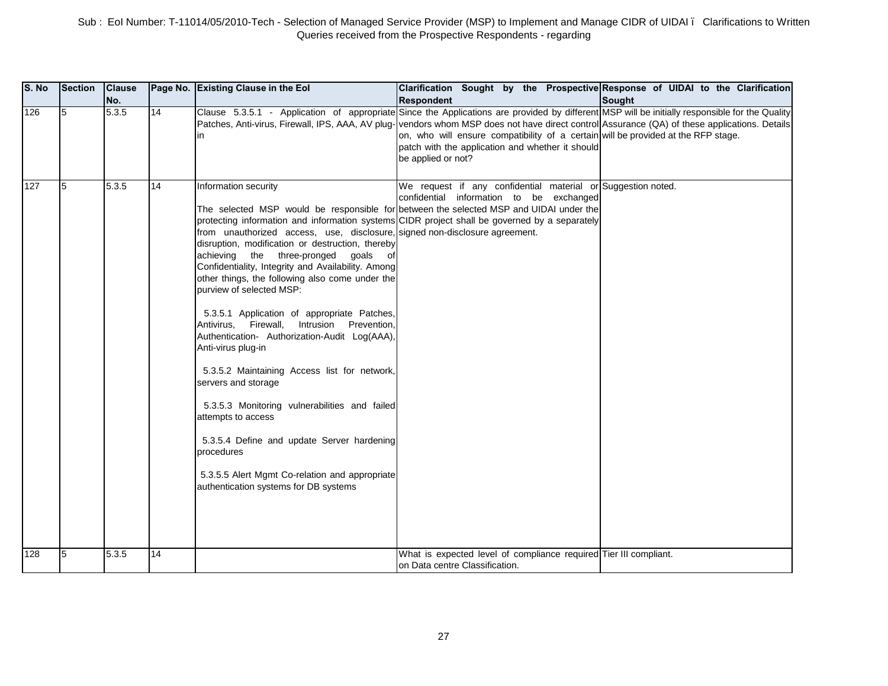Sub : EoI Number: T-11014/05/2010-Tech - Selection of Managed Service Provider (MSP) to Implement and Manage CIDR of UIDAI ï Clarifications to Written Queries received from the Prospective Respondents - regarding

| S. No | Section | Clause No. | Page No. | Existing Clause in the EoI | Clarification Sought by the Prospective Respondent | Response of UIDAI to the Clarification Sought |
|---|---|---|---|---|---|---|
| 126 | 5 | 5.3.5 | 14 | Clause 5.3.5.1 - Application of appropriate Patches, Anti-virus, Firewall, IPS, AAA, AV plug-in | Since the Applications are provided by different vendors whom MSP does not have direct control on, who will ensure compatibility of a certain patch with the application and whether it should be applied or not? | MSP will be initially responsible for the Quality Assurance (QA) of these applications. Details will be provided at the RFP stage. |
| 127 | 5 | 5.3.5 | 14 | Information security<br><br>The selected MSP would be responsible for protecting information and information systems from unauthorized access, use, disclosure, disruption, modification or destruction, thereby achieving the three-pronged goals of Confidentiality, Integrity and Availability. Among other things, the following also come under the purview of selected MSP:<br><br>5.3.5.1 Application of appropriate Patches, Antivirus, Firewall, Intrusion Prevention, Authentication- Authorization-Audit Log(AAA), Anti-virus plug-in<br><br>5.3.5.2 Maintaining Access list for network, servers and storage<br><br>5.3.5.3 Monitoring vulnerabilities and failed attempts to access<br><br>5.3.5.4 Define and update Server hardening procedures<br><br>5.3.5.5 Alert Mgmt Co-relation and appropriate authentication systems for DB systems | We request if any confidential material or confidential information to be exchanged between the selected MSP and UIDAI under the CIDR project shall be governed by a separately signed non-disclosure agreement. | Suggestion noted. |
| 128 | 5 | 5.3.5 | 14 | | What is expected level of compliance required on Data centre Classification. | Tier III compliant. |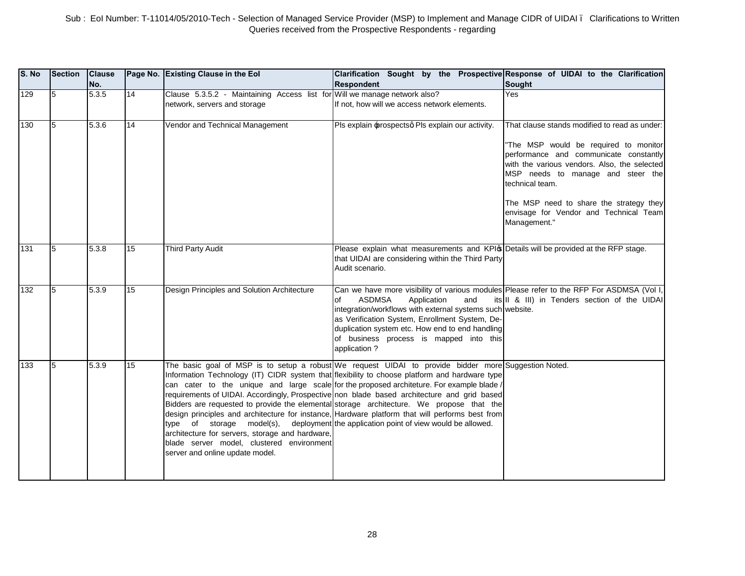| S. No | Section | Clause No. | Page No. | Existing Clause in the EoI | Clarification Sought by the Prospective Respondent | Response of UIDAI to the Clarification Sought |
|---|---|---|---|---|---|---|
| 129 | 5 | 5.3.5 | 14 | Clause 5.3.5.2 - Maintaining Access list for network, servers and storage | Will we manage network also? If not, how will we access network elements. | Yes |
| 130 | 5 | 5.3.6 | 14 | Vendor and Technical Management | Pls explain "prospects" Pls explain our activity. | That clause stands modified to read as under: "The MSP would be required to monitor performance and communicate constantly with the various vendors. Also, the selected MSP needs to manage and steer the technical team. The MSP need to share the strategy they envisage for Vendor and Technical Team Management." |
| 131 | 5 | 5.3.8 | 15 | Third Party Audit | Please explain what measurements and KPI's that UIDAI are considering within the Third Party Audit scenario. | Details will be provided at the RFP stage. |
| 132 | 5 | 5.3.9 | 15 | Design Principles and Solution Architecture | Can we have more visibility of various modules of ASDMSA Application and its integration/workflows with external systems such as Verification System, Enrollment System, De-duplication system etc. How end to end handling of business process is mapped into this application ? | Please refer to the RFP For ASDMSA (Vol I, II & III) in Tenders section of the UIDAI website. |
| 133 | 5 | 5.3.9 | 15 | The basic goal of MSP is to setup a robust Information Technology (IT) CIDR system that can cater to the unique and large scale requirements of UIDAI. Accordingly, Prospective Bidders are requested to provide the elemental design principles and architecture for instance, type of storage model(s), deployment architecture for servers, storage and hardware, blade server model, clustered environment server and online update model. | We request UIDAI to provide bidder more flexibility to choose platform and hardware type for the proposed architeture. For example blade / non blade based architecture and grid based storage architecture. We propose that the Hardware platform that will performs best from the application point of view would be allowed. | Suggestion Noted. |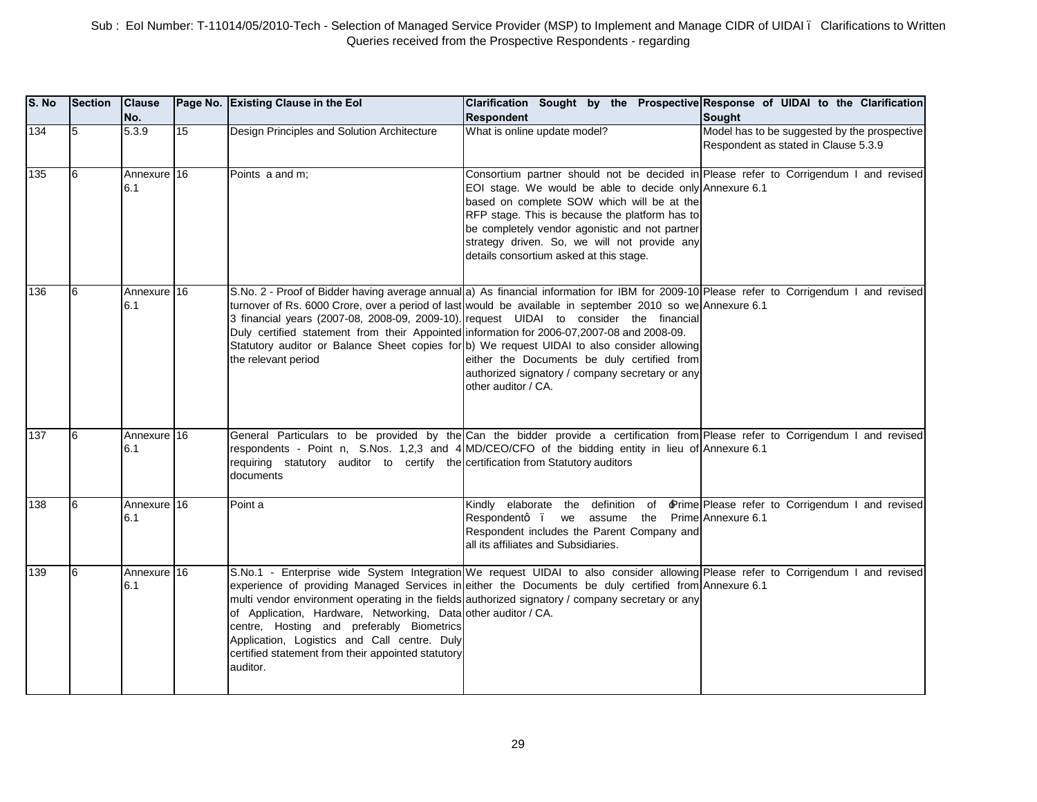Sub : EoI Number: T-11014/05/2010-Tech - Selection of Managed Service Provider (MSP) to Implement and Manage CIDR of UIDAI – Clarifications to Written Queries received from the Prospective Respondents - regarding

| S. No | Section | Clause No. | Page No. | Existing Clause in the EoI | Clarification Sought by the Prospective Respondent | Response of UIDAI to the Clarification Sought |
|---|---|---|---|---|---|---|
| 134 | 5 | 5.3.9 | 15 | Design Principles and Solution Architecture | What is online update model? | Model has to be suggested by the prospective Respondent as stated in Clause 5.3.9 |
| 135 | 6 | Annexure 6.1 | 16 | Points a and m; | Consortium partner should not be decided in EOI stage. We would be able to decide only based on complete SOW which will be at the RFP stage. This is because the platform has to be completely vendor agonistic and not partner strategy driven. So, we will not provide any details consortium asked at this stage. | Please refer to Corrigendum I and revised Annexure 6.1 |
| 136 | 6 | Annexure 6.1 | 16 | S.No. 2 - Proof of Bidder having average annual turnover of Rs. 6000 Crore, over a period of last 3 financial years (2007-08, 2008-09, 2009-10). Duly certified statement from their Appointed Statutory auditor or Balance Sheet copies for the relevant period | a) As financial information for IBM for 2009-10 would be available in september 2010 so we request UIDAI to consider the financial information for 2006-07,2007-08 and 2008-09.<br>b) We request UIDAI to also consider allowing either the Documents be duly certified from authorized signatory / company secretary or any other auditor / CA. | Please refer to Corrigendum I and revised Annexure 6.1 |
| 137 | 6 | Annexure 6.1 | 16 | General Particulars to be provided by the respondents - Point n, S.Nos. 1,2,3 and 4 requiring statutory auditor to certify the documents | Can the bidder provide a certification from MD/CEO/CFO of the bidding entity in lieu of certification from Statutory auditors | Please refer to Corrigendum I and revised Annexure 6.1 |
| 138 | 6 | Annexure 6.1 | 16 | Point a | Kindly elaborate the definition of "Prime Respondent" – we assume the Prime Respondent includes the Parent Company and all its affiliates and Subsidiaries. | Please refer to Corrigendum I and revised Annexure 6.1 |
| 139 | 6 | Annexure 6.1 | 16 | S.No.1 - Enterprise wide System Integration experience of providing Managed Services in multi vendor environment operating in the fields of Application, Hardware, Networking, Data centre, Hosting and preferably Biometrics Application, Logistics and Call centre. Duly certified statement from their appointed statutory auditor. | We request UIDAI to also consider allowing either the Documents be duly certified from authorized signatory / company secretary or any other auditor / CA. | Please refer to Corrigendum I and revised Annexure 6.1 |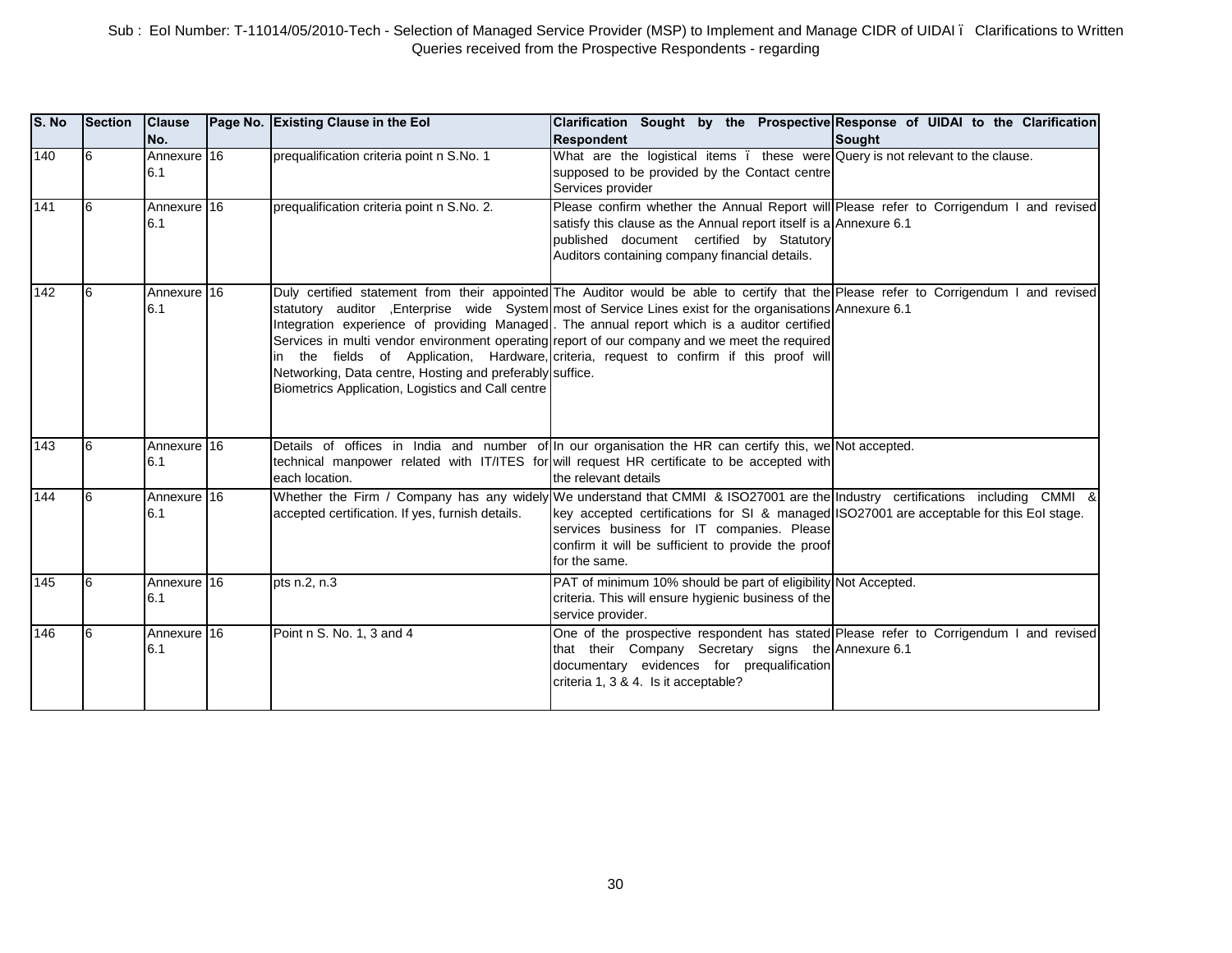Sub : EoI Number: T-11014/05/2010-Tech - Selection of Managed Service Provider (MSP) to Implement and Manage CIDR of UIDAI ï Clarifications to Written Queries received from the Prospective Respondents - regarding

| S. No | Section | Clause No. | Page No. | Existing Clause in the EoI | Clarification Sought by the Prospective Respondent | Response of UIDAI to the Clarification Sought |
|---|---|---|---|---|---|---|
| 140 | 6 | Annexure 6.1 | 16 | prequalification criteria point n S.No. 1 | What are the logistical items ï these were supposed to be provided by the Contact centre Services provider | Query is not relevant to the clause. |
| 141 | 6 | Annexure 6.1 | 16 | prequalification criteria point n S.No. 2. | Please confirm whether the Annual Report will satisfy this clause as the Annual report itself is a published document certified by Statutory Auditors containing company financial details. | Please refer to Corrigendum I and revised Annexure 6.1 |
| 142 | 6 | Annexure 6.1 | 16 | Duly certified statement from their appointed statutory auditor ,Enterprise wide System Integration experience of providing Managed Services in multi vendor environment operating in the fields of Application, Hardware, Networking, Data centre, Hosting and preferably Biometrics Application, Logistics and Call centre | The Auditor would be able to certify that the most of Service Lines exist for the organisations. The annual report which is a auditor certified report of our company and we meet the required criteria, request to confirm if this proof will suffice. | Please refer to Corrigendum I and revised Annexure 6.1 |
| 143 | 6 | Annexure 6.1 | 16 | Details of offices in India and number of technical manpower related with IT/ITES for each location. | In our organisation the HR can certify this, we will request HR certificate to be accepted with the relevant details | Not accepted. |
| 144 | 6 | Annexure 6.1 | 16 | Whether the Firm / Company has any widely accepted certification. If yes, furnish details. | We understand that CMMI & ISO27001 are the key accepted certifications for SI & managed services business for IT companies. Please confirm it will be sufficient to provide the proof for the same. | Industry certifications including CMMI & ISO27001 are acceptable for this EoI stage. |
| 145 | 6 | Annexure 6.1 | 16 | pts n.2, n.3 | PAT of minimum 10% should be part of eligibility criteria. This will ensure hygienic business of the service provider. | Not Accepted. |
| 146 | 6 | Annexure 6.1 | 16 | Point n S. No. 1, 3 and 4 | One of the prospective respondent has stated that their Company Secretary signs the documentary evidences for prequalification criteria 1, 3 & 4. Is it acceptable? | Please refer to Corrigendum I and revised Annexure 6.1 |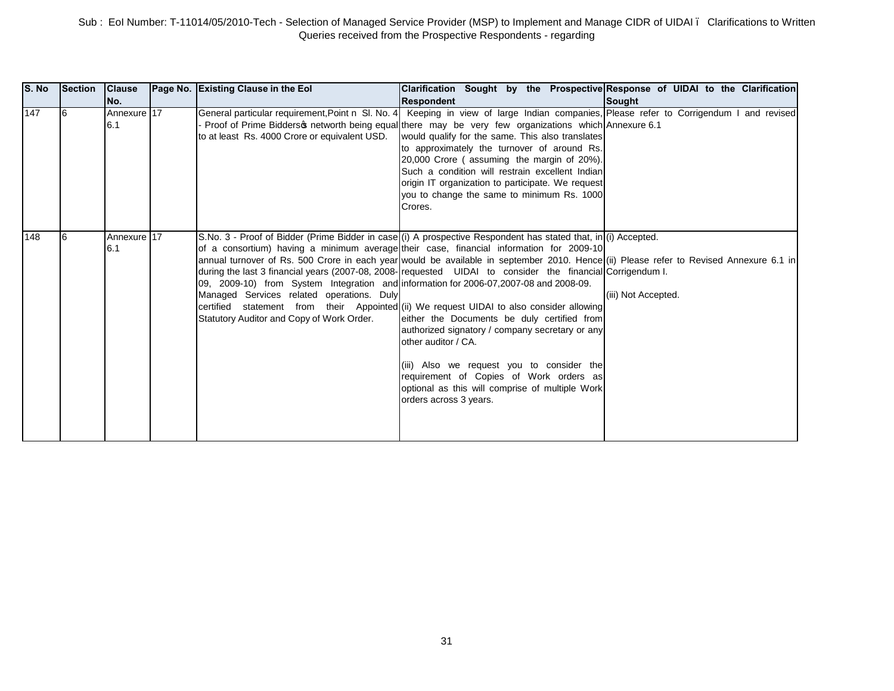Sub : EoI Number: T-11014/05/2010-Tech - Selection of Managed Service Provider (MSP) to Implement and Manage CIDR of UIDAI – Clarifications to Written Queries received from the Prospective Respondents - regarding

| S. No | Section | Clause No. | Page No. | Existing Clause in the EoI | Clarification Sought by the Prospective Respondent | Response of UIDAI to the Clarification Sought |
|---|---|---|---|---|---|---|
| 147 | 6 | Annexure 6.1 | 17 | General particular requirement,Point n Sl. No. 4 - Proof of Prime Bidders's networth being equal to at least Rs. 4000 Crore or equivalent USD. | Keeping in view of large Indian companies, there may be very few organizations which would qualify for the same. This also translates to approximately the turnover of around Rs. 20,000 Crore ( assuming the margin of 20%). Such a condition will restrain excellent Indian origin IT organization to participate. We request you to change the same to minimum Rs. 1000 Crores. | Please refer to Corrigendum I and revised Annexure 6.1 |
| 148 | 6 | Annexure 6.1 | 17 | S.No. 3 - Proof of Bidder (Prime Bidder in case of a consortium) having a minimum average annual turnover of Rs. 500 Crore in each year during the last 3 financial years (2007-08, 2008-09, 2009-10) from System Integration and Managed Services related operations. Duly certified statement from their Appointed Statutory Auditor and Copy of Work Order. | (i) A prospective Respondent has stated that, in their case, financial information for 2009-10 would be available in september 2010. Hence requested UIDAI to consider the financial information for 2006-07,2007-08 and 2008-09.<br><br>(ii) We request UIDAI to also consider allowing either the Documents be duly certified from authorized signatory / company secretary or any other auditor / CA.<br><br>(iii) Also we request you to consider the requirement of Copies of Work orders as optional as this will comprise of multiple Work orders across 3 years. | (i) Accepted.<br><br>(ii) Please refer to Revised Annexure 6.1 in Corrigendum I.<br><br>(iii) Not Accepted. |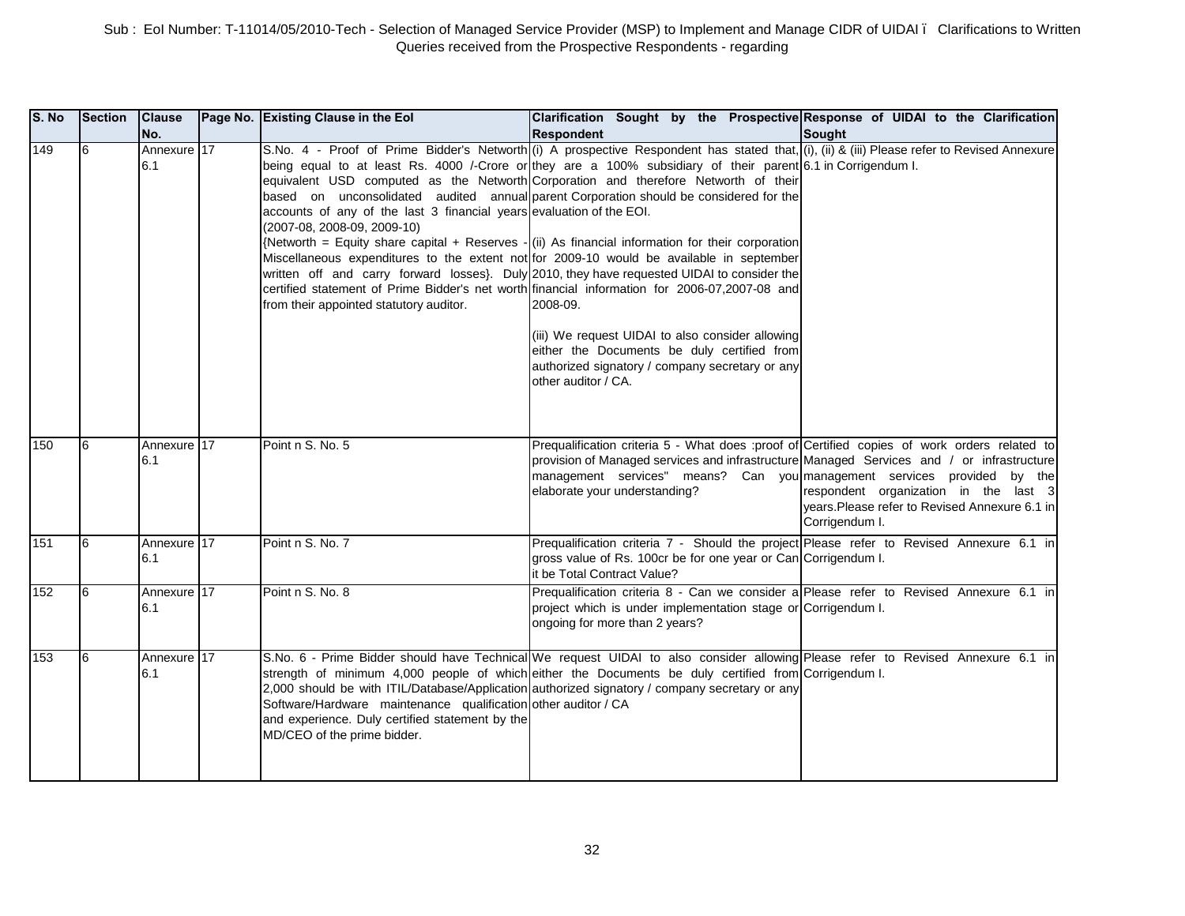Sub : EoI Number: T-11014/05/2010-Tech - Selection of Managed Service Provider (MSP) to Implement and Manage CIDR of UIDAI ï Clarifications to Written Queries received from the Prospective Respondents - regarding

| S. No | Section | Clause No. | Page No. | Existing Clause in the EoI | Clarification Sought by the Prospective Respondent | Response of UIDAI to the Clarification Sought |
|---|---|---|---|---|---|---|
| 149 | 6 | Annexure 6.1 | 17 | S.No. 4 - Proof of Prime Bidder's Networth being equal to at least Rs. 4000 /-Crore or equivalent USD computed as the Networth based on unconsolidated audited annual accounts of any of the last 3 financial years (2007-08, 2008-09, 2009-10) {Networth = Equity share capital + Reserves - Miscellaneous expenditures to the extent not written off and carry forward losses}. Duly certified statement of Prime Bidder's net worth from their appointed statutory auditor. | (i) A prospective Respondent has stated that, they are a 100% subsidiary of their parent Corporation and therefore Networth of their parent Corporation should be considered for the evaluation of the EOI.<br><br>(ii) As financial information for their corporation for 2009-10 would be available in september 2010, they have requested UIDAI to consider the financial information for 2006-07,2007-08 and 2008-09.<br><br>(iii) We request UIDAI to also consider allowing either the Documents be duly certified from authorized signatory / company secretary or any other auditor / CA. | (i), (ii) & (iii) Please refer to Revised Annexure 6.1 in Corrigendum I. |
| 150 | 6 | Annexure 6.1 | 17 | Point n S. No. 5 | Prequalification criteria 5 - What does :proof of provision of Managed services and infrastructure management services" means? Can you elaborate your understanding? | Certified copies of work orders related to Managed Services and / or infrastructure management services provided by the respondent organization in the last 3 years.Please refer to Revised Annexure 6.1 in Corrigendum I. |
| 151 | 6 | Annexure 6.1 | 17 | Point n S. No. 7 | Prequalification criteria 7 - Should the project gross value of Rs. 100cr be for one year or Can it be Total Contract Value? | Please refer to Revised Annexure 6.1 in Corrigendum I. |
| 152 | 6 | Annexure 6.1 | 17 | Point n S. No. 8 | Prequalification criteria 8 - Can we consider a project which is under implementation stage or ongoing for more than 2 years? | Please refer to Revised Annexure 6.1 in Corrigendum I. |
| 153 | 6 | Annexure 6.1 | 17 | S.No. 6 - Prime Bidder should have Technical strength of minimum 4,000 people of which 2,000 should be with ITIL/Database/Application Software/Hardware maintenance qualification and experience. Duly certified statement by the MD/CEO of the prime bidder. | We request UIDAI to also consider allowing either the Documents be duly certified from authorized signatory / company secretary or any other auditor / CA | Please refer to Revised Annexure 6.1 in Corrigendum I. |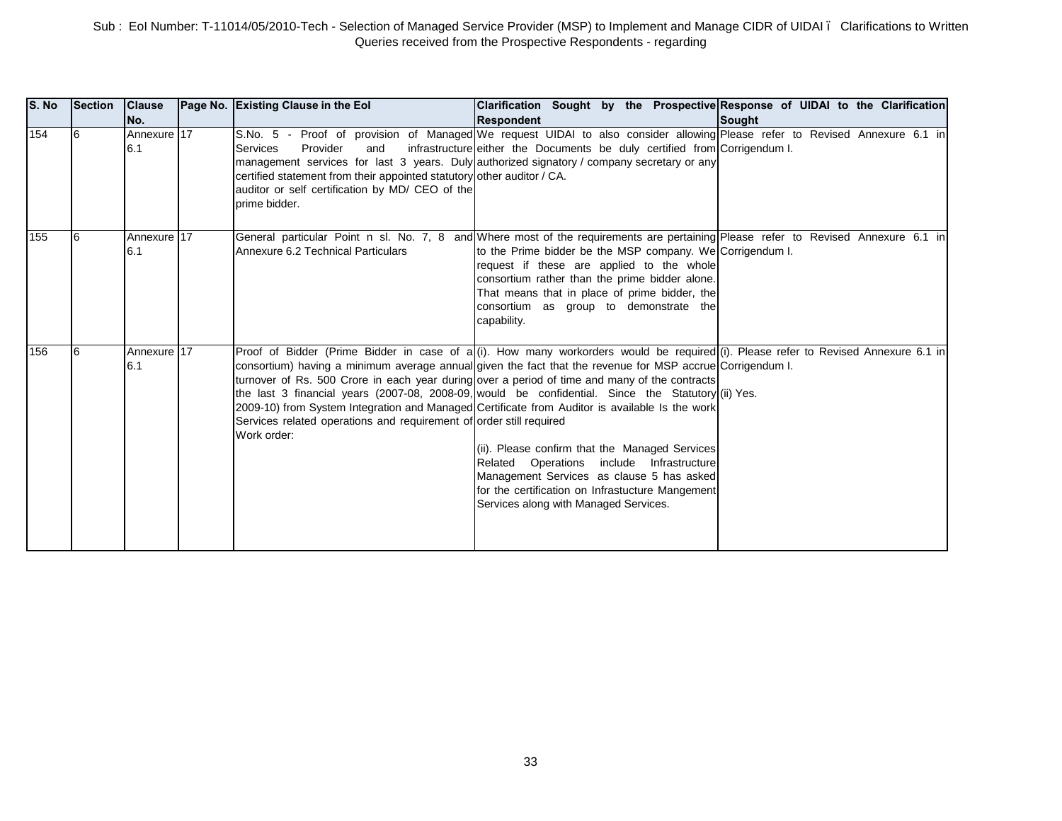Sub : EoI Number: T-11014/05/2010-Tech - Selection of Managed Service Provider (MSP) to Implement and Manage CIDR of UIDAI ï Clarifications to Written Queries received from the Prospective Respondents - regarding

| S. No | Section | Clause No. | Page No. | Existing Clause in the EoI | Clarification Sought by the Prospective Respondent | Response of UIDAI to the Clarification Sought |
|---|---|---|---|---|---|---|
| 154 | 6 | Annexure 6.1 | 17 | S.No. 5 - Proof of provision of Managed Services Provider and infrastructure management services for last 3 years. Duly certified statement from their appointed statutory auditor or self certification by MD/ CEO of the prime bidder. | We request UIDAI to also consider allowing either the Documents be duly certified from authorized signatory / company secretary or any other auditor / CA. | Please refer to Revised Annexure 6.1 in Corrigendum I. |
| 155 | 6 | Annexure 6.1 | 17 | General particular Point n sl. No. 7, 8 and Annexure 6.2 Technical Particulars | Where most of the requirements are pertaining to the Prime bidder be the MSP company. We request if these are applied to the whole consortium rather than the prime bidder alone. That means that in place of prime bidder, the consortium as group to demonstrate the capability. | Please refer to Revised Annexure 6.1 in Corrigendum I. |
| 156 | 6 | Annexure 6.1 | 17 | Proof of Bidder (Prime Bidder in case of a consortium) having a minimum average annual turnover of Rs. 500 Crore in each year during the last 3 financial years (2007-08, 2008-09, 2009-10) from System Integration and Managed Services related operations and requirement of Work order: | (i). How many workorders would be required given the fact that the revenue for MSP accrue over a period of time and many of the contracts would be confidential. Since the Statutory Certificate from Auditor is available Is the work order still required<br><br>(ii). Please confirm that the Managed Services Related Operations include Infrastructure Management Services as clause 5 has asked for the certification on Infrastucture Mangement Services along with Managed Services. | (i). Please refer to Revised Annexure 6.1 in Corrigendum I.<br><br>(ii) Yes. |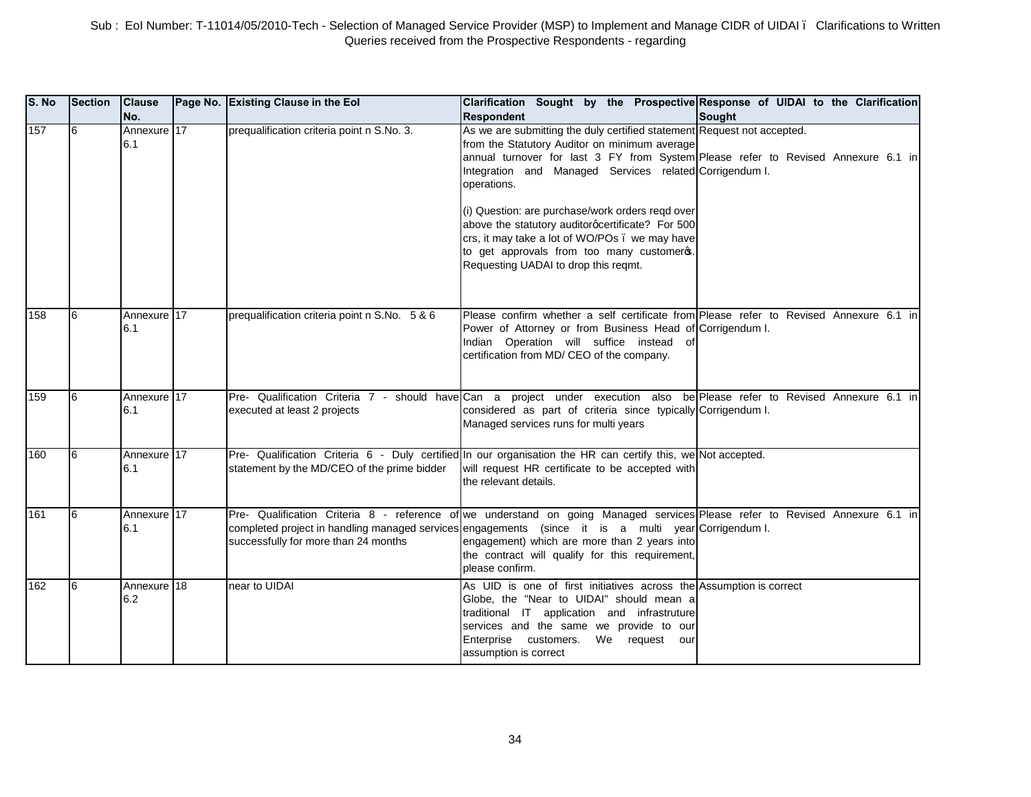Sub : EoI Number: T-11014/05/2010-Tech - Selection of Managed Service Provider (MSP) to Implement and Manage CIDR of UIDAI – Clarifications to Written Queries received from the Prospective Respondents - regarding

| S. No | Section | Clause No. | Page No. | Existing Clause in the EoI | Clarification Sought by the Prospective Respondent | Response of UIDAI to the Clarification Sought |
|---|---|---|---|---|---|---|
| 157 | 6 | Annexure 6.1 | 17 | prequalification criteria point n S.No. 3. | As we are submitting the duly certified statement from the Statutory Auditor on minimum average annual turnover for last 3 FY from System Integration and Managed Services related operations.<br><br>(i) Question: are purchase/work orders reqd over above the statutory auditor's certificate? For 500 crs, it may take a lot of WO/POs – we may have to get approvals from too many customer's. Requesting UADAI to drop this reqmt. | Request not accepted.<br><br>Please refer to Revised Annexure 6.1 in Corrigendum I. |
| 158 | 6 | Annexure 6.1 | 17 | prequalification criteria point n S.No. 5 & 6 | Please confirm whether a self certificate from Power of Attorney or from Business Head of Indian Operation will suffice instead of certification from MD/ CEO of the company. | Please refer to Revised Annexure 6.1 in Corrigendum I. |
| 159 | 6 | Annexure 6.1 | 17 | Pre- Qualification Criteria 7 - should have executed at least 2 projects | Can a project under execution also be considered as part of criteria since typically Managed services runs for multi years | Please refer to Revised Annexure 6.1 in Corrigendum I. |
| 160 | 6 | Annexure 6.1 | 17 | Pre- Qualification Criteria 6 - Duly certified statement by the MD/CEO of the prime bidder | In our organisation the HR can certify this, we will request HR certificate to be accepted with the relevant details. | Not accepted. |
| 161 | 6 | Annexure 6.1 | 17 | Pre- Qualification Criteria 8 - reference of completed project in handling managed services successfully for more than 24 months | we understand on going Managed services engagements (since it is a multi year engagement) which are more than 2 years into the contract will qualify for this requirement, please confirm. | Please refer to Revised Annexure 6.1 in Corrigendum I. |
| 162 | 6 | Annexure 6.2 | 18 | near to UIDAI | As UID is one of first initiatives across the Globe, the "Near to UIDAI" should mean a traditional IT application and infrastruture services and the same we provide to our Enterprise customers. We request our assumption is correct | Assumption is correct |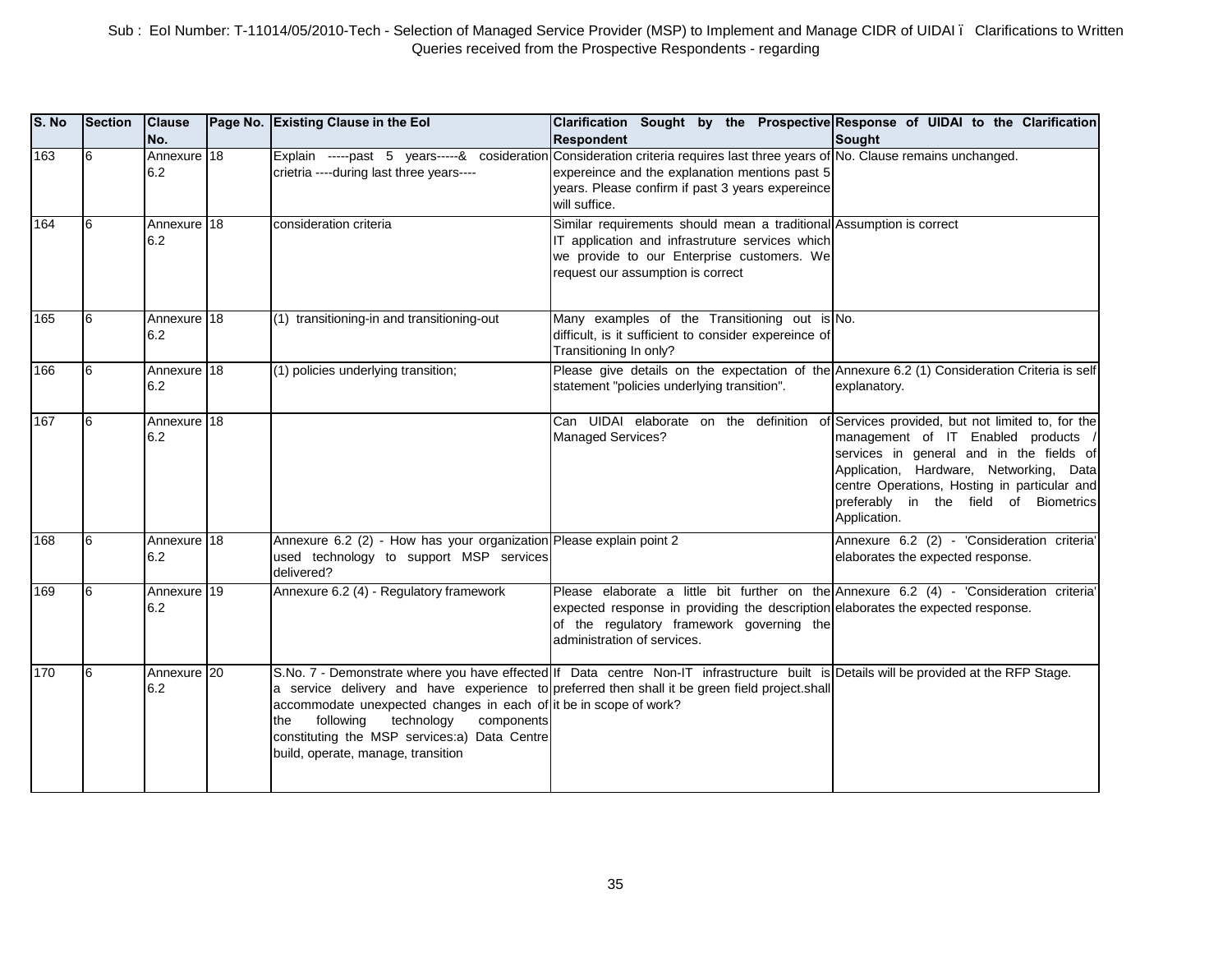Sub : EoI Number: T-11014/05/2010-Tech - Selection of Managed Service Provider (MSP) to Implement and Manage CIDR of UIDAI ï Clarifications to Written Queries received from the Prospective Respondents - regarding

| S. No | Section | Clause No. | Page No. | Existing Clause in the EoI | Clarification Sought by the Prospective Respondent | Response of UIDAI to the Clarification Sought |
|---|---|---|---|---|---|---|
| 163 | 6 | Annexure 6.2 | 18 | Explain -----past 5 years-----& cosideration crietria ----during last three years---- | Consideration criteria requires last three years of expereince and the explanation mentions past 5 years. Please confirm if past 3 years expereince will suffice. | No. Clause remains unchanged. |
| 164 | 6 | Annexure 6.2 | 18 | consideration criteria | Similar requirements should mean a traditional IT application and infrastruture services which we provide to our Enterprise customers. We request our assumption is correct | Assumption is correct |
| 165 | 6 | Annexure 6.2 | 18 | (1) transitioning-in and transitioning-out | Many examples of the Transitioning out is difficult, is it sufficient to consider expereince of Transitioning In only? | No. |
| 166 | 6 | Annexure 6.2 | 18 | (1) policies underlying transition; | Please give details on the expectation of the statement "policies underlying transition". | Annexure 6.2 (1) Consideration Criteria is self explanatory. |
| 167 | 6 | Annexure 6.2 | 18 | | Can UIDAI elaborate on the definition of Managed Services? | Services provided, but not limited to, for the management of IT Enabled products / services in general and in the fields of Application, Hardware, Networking, Data centre Operations, Hosting in particular and preferably in the field of Biometrics Application. |
| 168 | 6 | Annexure 6.2 | 18 | Annexure 6.2 (2) - How has your organization used technology to support MSP services delivered? | Please explain point 2 | Annexure 6.2 (2) - 'Consideration criteria' elaborates the expected response. |
| 169 | 6 | Annexure 6.2 | 19 | Annexure 6.2 (4) - Regulatory framework | Please elaborate a little bit further on the expected response in providing the description of the regulatory framework governing the administration of services. | Annexure 6.2 (4) - 'Consideration criteria' elaborates the expected response. |
| 170 | 6 | Annexure 6.2 | 20 | S.No. 7 - Demonstrate where you have effected a service delivery and have experience to accommodate unexpected changes in each of the following technology components constituting the MSP services:a) Data Centre build, operate, manage, transition | If Data centre Non-IT infrastructure built is preferred then shall it be green field project.shall it be in scope of work? | Details will be provided at the RFP Stage. |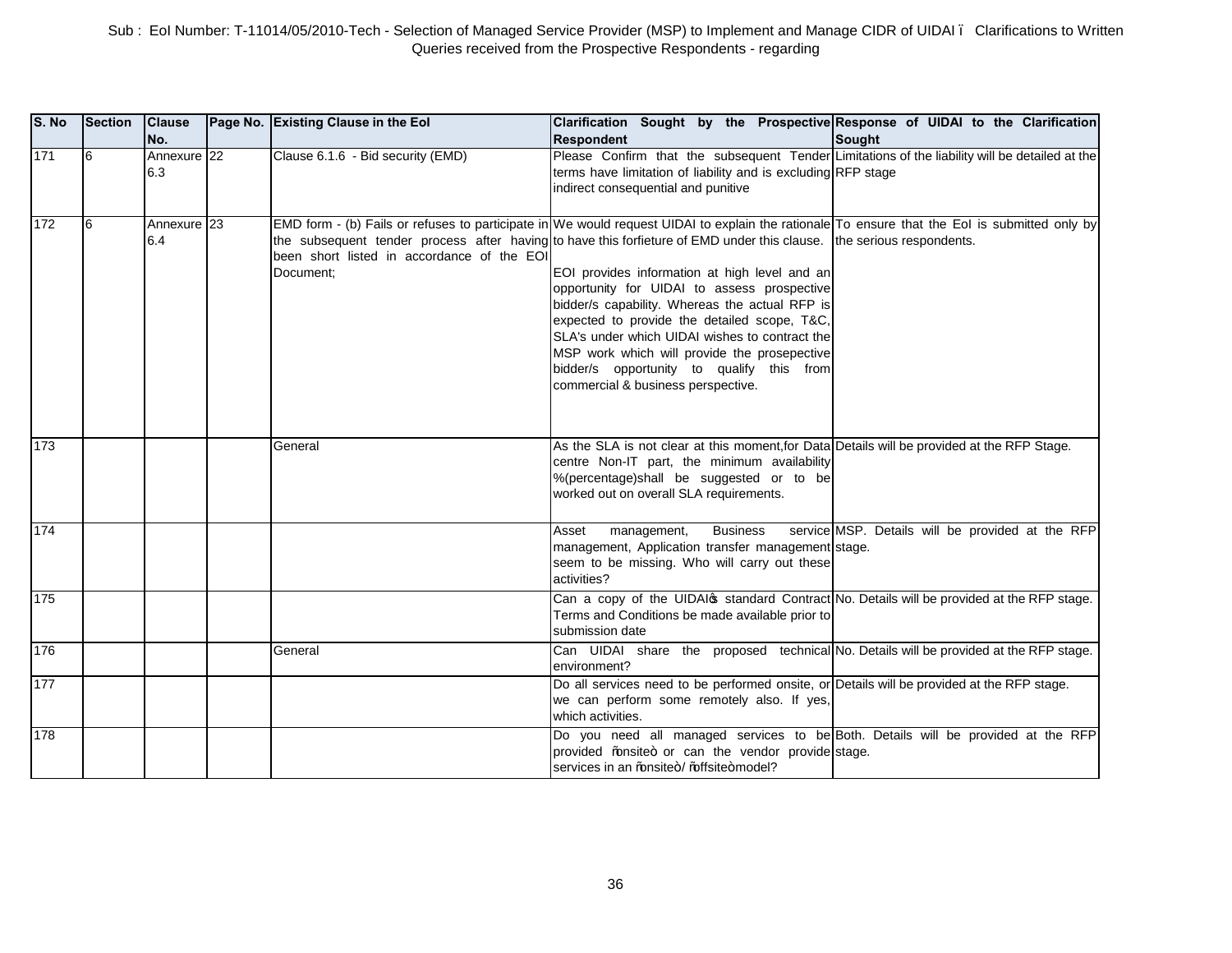Sub : EoI Number: T-11014/05/2010-Tech - Selection of Managed Service Provider (MSP) to Implement and Manage CIDR of UIDAI – Clarifications to Written Queries received from the Prospective Respondents - regarding

| S. No | Section | Clause No. | Page No. | Existing Clause in the EoI | Clarification Sought by the Prospective Respondent | Response of UIDAI to the Clarification Sought |
|---|---|---|---|---|---|---|
| 171 | 6 | Annexure 6.3 | 22 | Clause 6.1.6 - Bid security (EMD) | Please Confirm that the subsequent Tender terms have limitation of liability and is excluding indirect consequential and punitive | Limitations of the liability will be detailed at the RFP stage |
| 172 | 6 | Annexure 6.4 | 23 | EMD form - (b) Fails or refuses to participate in the subsequent tender process after having been short listed in accordance of the EOI Document; | We would request UIDAI to explain the rationale to have this forfieture of EMD under this clause.<br><br>EOI provides information at high level and an opportunity for UIDAI to assess prospective bidder/s capability. Whereas the actual RFP is expected to provide the detailed scope, T&C, SLA's under which UIDAI wishes to contract the MSP work which will provide the prosepective bidder/s opportunity to qualify this from commercial & business perspective. | To ensure that the EoI is submitted only by the serious respondents. |
| 173 | | | | General | As the SLA is not clear at this moment,for Data centre Non-IT part, the minimum availability %(percentage)shall be suggested or to be worked out on overall SLA requirements. | Details will be provided at the RFP Stage. |
| 174 | | | | | Asset management, Business service management, Application transfer management seem to be missing. Who will carry out these activities? | MSP. Details will be provided at the RFP stage. |
| 175 | | | | | Can a copy of the UIDAI's standard Contract Terms and Conditions be made available prior to submission date | No. Details will be provided at the RFP stage. |
| 176 | | | | General | Can UIDAI share the proposed technical environment? | No. Details will be provided at the RFP stage. |
| 177 | | | | | Do all services need to be performed onsite, or we can perform some remotely also. If yes, which activities. | Details will be provided at the RFP stage. |
| 178 | | | | | Do you need all managed services to be provided "onsite" or can the vendor provide services in an "onsite"/ "offsite" model? | Both. Details will be provided at the RFP stage. |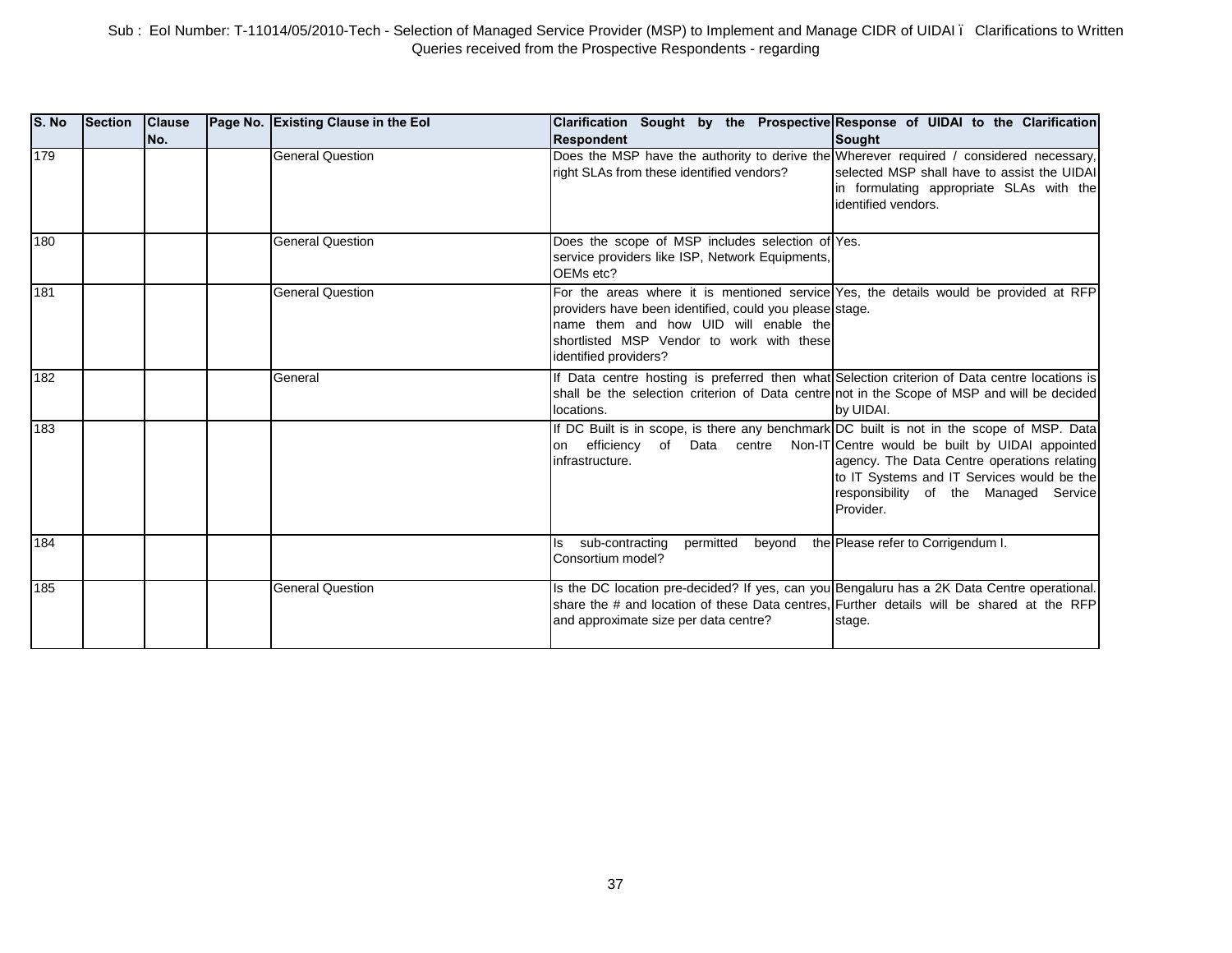Sub : EoI Number: T-11014/05/2010-Tech - Selection of Managed Service Provider (MSP) to Implement and Manage CIDR of UIDAI ï Clarifications to Written Queries received from the Prospective Respondents - regarding

| S. No | Section | Clause No. | Page No. | Existing Clause in the EoI | Clarification Sought by the Prospective Respondent | Response of UIDAI to the Clarification Sought |
|---|---|---|---|---|---|---|
| 179 | | | | General Question | Does the MSP have the authority to derive the right SLAs from these identified vendors? | Wherever required / considered necessary, selected MSP shall have to assist the UIDAI in formulating appropriate SLAs with the identified vendors. |
| 180 | | | | General Question | Does the scope of MSP includes selection of service providers like ISP, Network Equipments, OEMs etc? | Yes. |
| 181 | | | | General Question | For the areas where it is mentioned service providers have been identified, could you please name them and how UID will enable the shortlisted MSP Vendor to work with these identified providers? | Yes, the details would be provided at RFP stage. |
| 182 | | | | General | If Data centre hosting is preferred then what shall be the selection criterion of Data centre locations. | Selection criterion of Data centre locations is not in the Scope of MSP and will be decided by UIDAI. |
| 183 | | | | | If DC Built is in scope, is there any benchmark on efficiency of Data centre Non-IT infrastructure. | DC built is not in the scope of MSP. Data Centre would be built by UIDAI appointed agency. The Data Centre operations relating to IT Systems and IT Services would be the responsibility of the Managed Service Provider. |
| 184 | | | | | Is sub-contracting permitted beyond the Consortium model? | Please refer to Corrigendum I. |
| 185 | | | | General Question | Is the DC location pre-decided? If yes, can you share the # and location of these Data centres, and approximate size per data centre? | Bengaluru has a 2K Data Centre operational. Further details will be shared at the RFP stage. |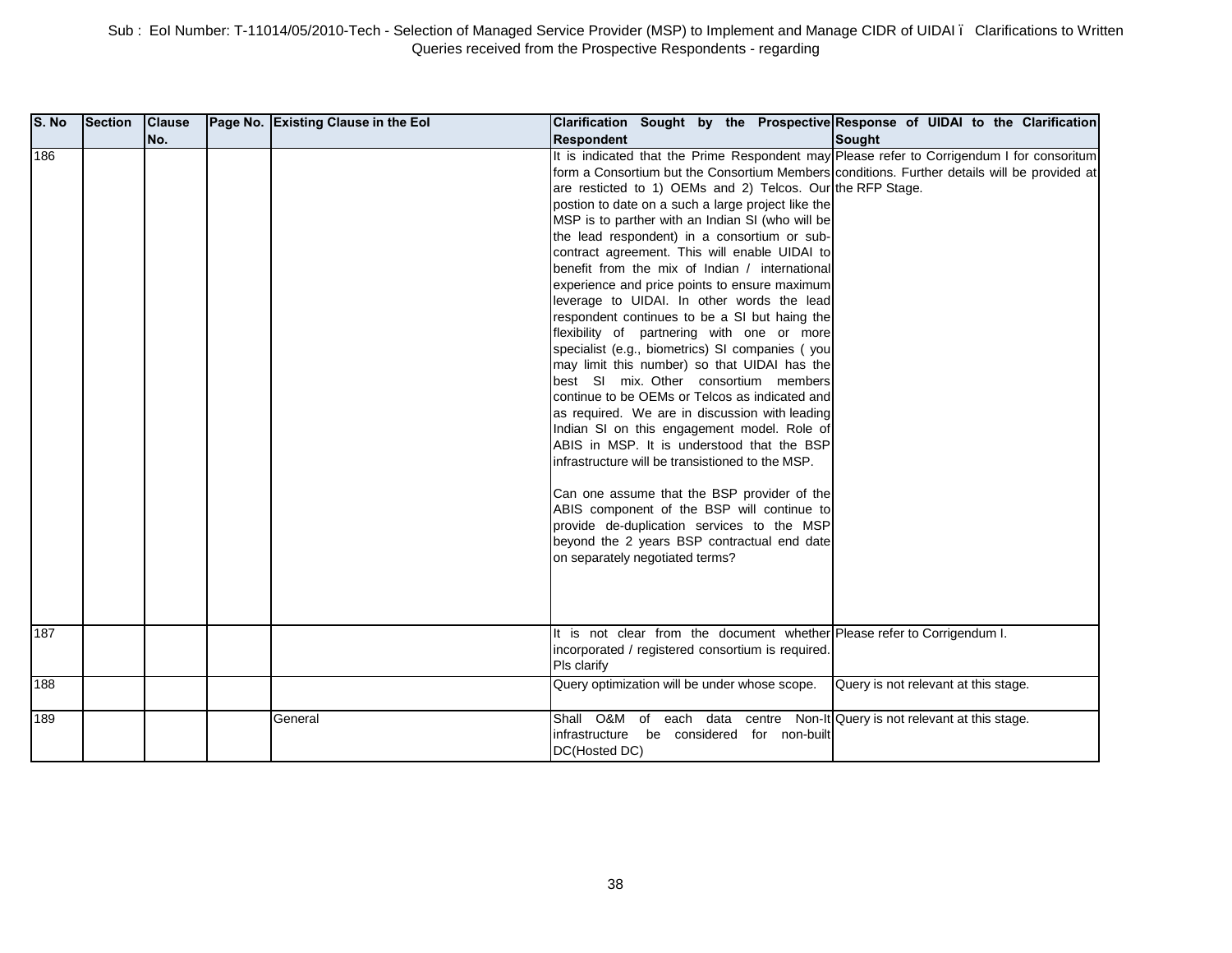Sub : EoI Number: T-11014/05/2010-Tech - Selection of Managed Service Provider (MSP) to Implement and Manage CIDR of UIDAI ï Clarifications to Written Queries received from the Prospective Respondents - regarding

| S. No | Section | Clause No. | Page No. | Existing Clause in the EoI | Clarification Sought by the Prospective Respondent | Response of UIDAI to the Clarification Sought |
|---|---|---|---|---|---|---|
| 186 | | | | | It is indicated that the Prime Respondent may form a Consortium but the Consortium Members are resticted to 1) OEMs and 2) Telcos. Our postion to date on a such a large project like the MSP is to parther with an Indian SI (who will be the lead respondent) in a consortium or sub-contract agreement. This will enable UIDAI to benefit from the mix of Indian / international experience and price points to ensure maximum leverage to UIDAI. In other words the lead respondent continues to be a SI but haing the flexibility of partnering with one or more specialist (e.g., biometrics) SI companies ( you may limit this number) so that UIDAI has the best SI mix. Other consortium members continue to be OEMs or Telcos as indicated and as required. We are in discussion with leading Indian SI on this engagement model. Role of ABIS in MSP. It is understood that the BSP infrastructure will be transistioned to the MSP.<br><br>Can one assume that the BSP provider of the ABIS component of the BSP will continue to provide de-duplication services to the MSP beyond the 2 years BSP contractual end date on separately negotiated terms? | Please refer to Corrigendum I for consoritum conditions. Further details will be provided at the RFP Stage. |
| 187 | | | | | It is not clear from the document whether incorporated / registered consortium is required. Pls clarify | Please refer to Corrigendum I. |
| 188 | | | | | Query optimization will be under whose scope. | Query is not relevant at this stage. |
| 189 | | | | General | Shall O&M of each data centre Non-It infrastructure be considered for non-built DC(Hosted DC) | Query is not relevant at this stage. |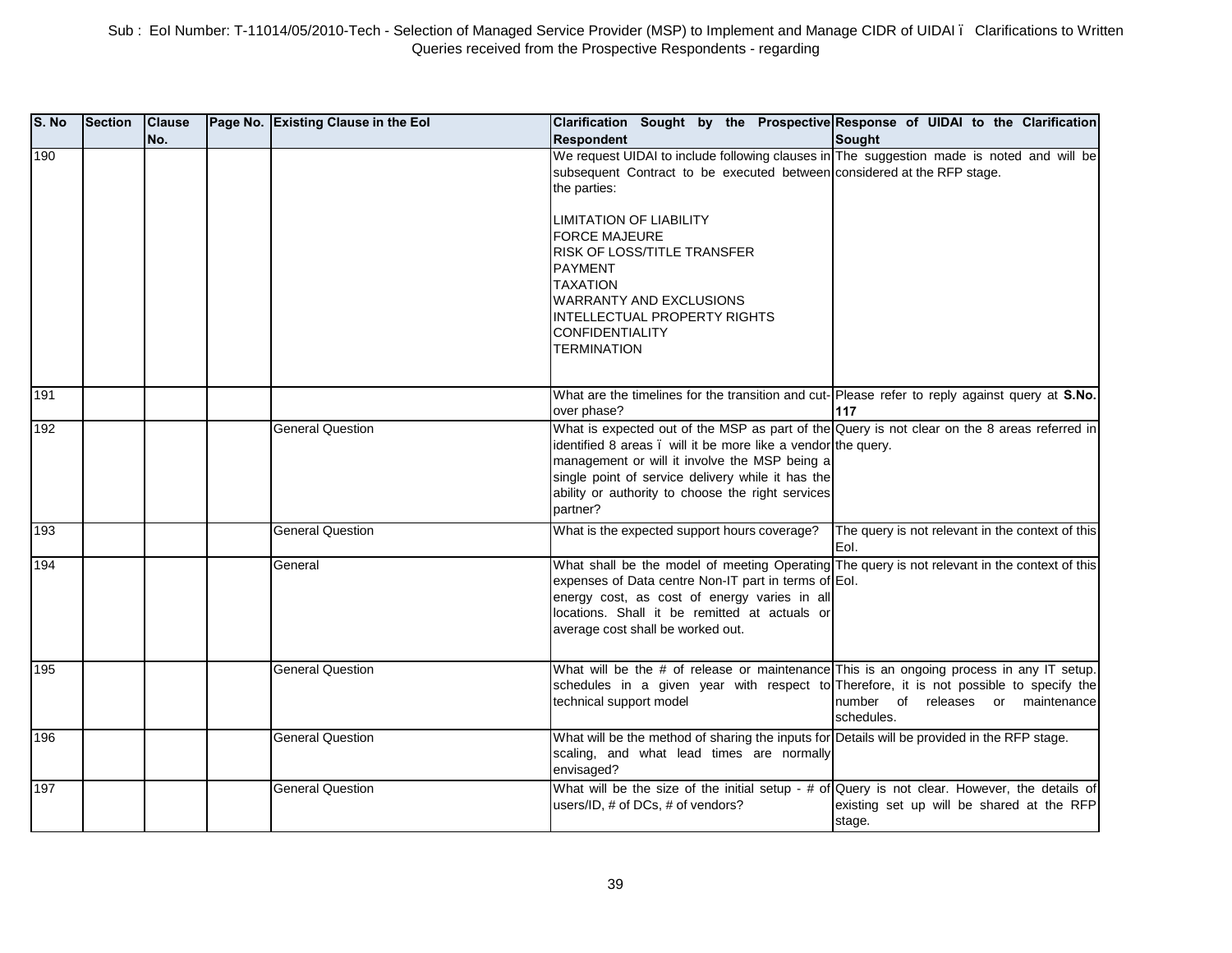Sub : EoI Number: T-11014/05/2010-Tech - Selection of Managed Service Provider (MSP) to Implement and Manage CIDR of UIDAI – Clarifications to Written Queries received from the Prospective Respondents - regarding

| S. No | Section | Clause No. | Page No. | Existing Clause in the EoI | Clarification Sought by the Prospective Respondent | Response of UIDAI to the Clarification Sought |
|---|---|---|---|---|---|---|
| 190 | | | | | We request UIDAI to include following clauses in subsequent Contract to be executed between the parties:<br><br>LIMITATION OF LIABILITY<br>FORCE MAJEURE<br>RISK OF LOSS/TITLE TRANSFER<br>PAYMENT<br>TAXATION<br>WARRANTY AND EXCLUSIONS<br>INTELLECTUAL PROPERTY RIGHTS<br>CONFIDENTIALITY<br>TERMINATION | The suggestion made is noted and will be considered at the RFP stage. |
| 191 | | | | | What are the timelines for the transition and cut-over phase? | Please refer to reply against query at **S.No. 117** |
| 192 | | | | General Question | What is expected out of the MSP as part of the identified 8 areas – will it be more like a vendor management or will it involve the MSP being a single point of service delivery while it has the ability or authority to choose the right services partner? | Query is not clear on the 8 areas referred in the query. |
| 193 | | | | General Question | What is the expected support hours coverage? | The query is not relevant in the context of this EoI. |
| 194 | | | | General | What shall be the model of meeting Operating expenses of Data centre Non-IT part in terms of energy cost, as cost of energy varies in all locations. Shall it be remitted at actuals or average cost shall be worked out. | The query is not relevant in the context of this EoI. |
| 195 | | | | General Question | What will be the # of release or maintenance schedules in a given year with respect to technical support model | This is an ongoing process in any IT setup. Therefore, it is not possible to specify the number of releases or maintenance schedules. |
| 196 | | | | General Question | What will be the method of sharing the inputs for scaling, and what lead times are normally envisaged? | Details will be provided in the RFP stage. |
| 197 | | | | General Question | What will be the size of the initial setup - # of users/ID, # of DCs, # of vendors? | Query is not clear. However, the details of existing set up will be shared at the RFP stage. |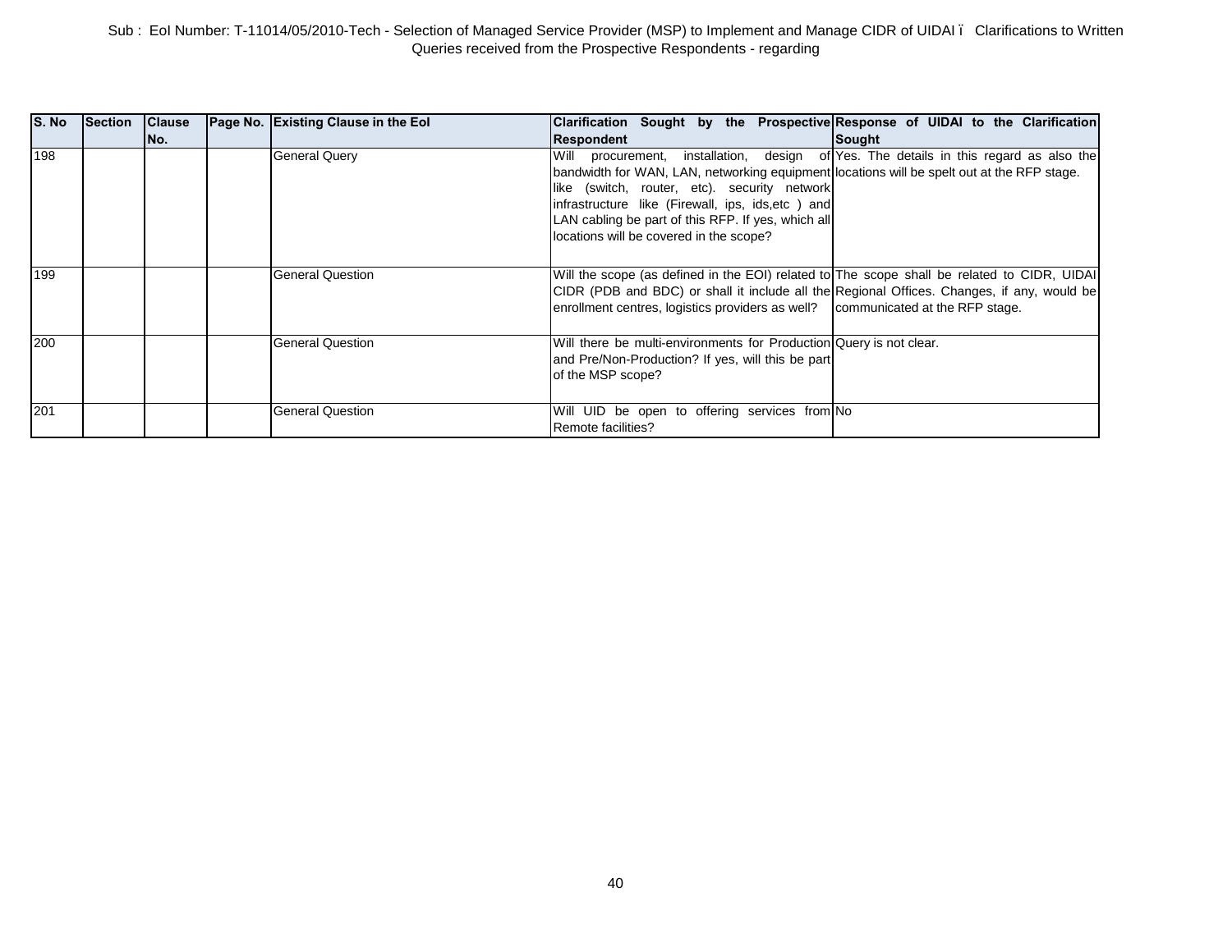Sub : EoI Number: T-11014/05/2010-Tech - Selection of Managed Service Provider (MSP) to Implement and Manage CIDR of UIDAI ï Clarifications to Written Queries received from the Prospective Respondents - regarding

| S. No | Section | Clause No. | Page No. | Existing Clause in the EoI | Clarification Sought by the Prospective Respondent | Response of UIDAI to the Clarification Sought |
|---|---|---|---|---|---|---|
| 198 | | | | General Query | Will procurement, installation, design of bandwidth for WAN, LAN, networking equipment like (switch, router, etc). security network infrastructure like (Firewall, ips, ids,etc ) and LAN cabling be part of this RFP. If yes, which all locations will be covered in the scope? | Yes. The details in this regard as also the locations will be spelt out at the RFP stage. |
| 199 | | | | General Question | Will the scope (as defined in the EOI) related to CIDR (PDB and BDC) or shall it include all the enrollment centres, logistics providers as well? | The scope shall be related to CIDR, UIDAI Regional Offices. Changes, if any, would be communicated at the RFP stage. |
| 200 | | | | General Question | Will there be multi-environments for Production and Pre/Non-Production? If yes, will this be part of the MSP scope? | Query is not clear. |
| 201 | | | | General Question | Will UID be open to offering services from Remote facilities? | No |